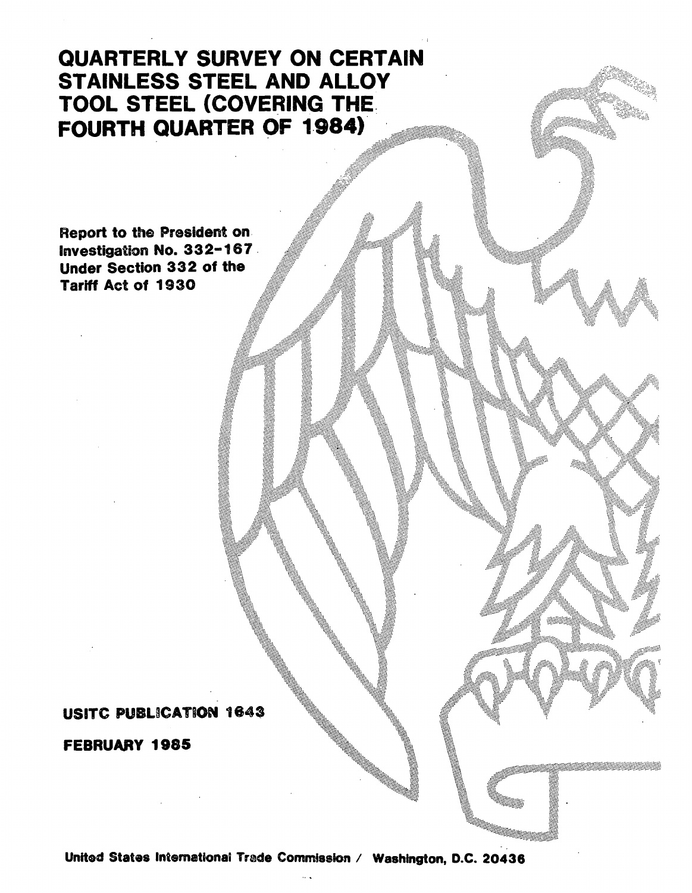# QUARTERLY SURVEY ON CERTAIN STAINLESS STEEL AND ALLOY TOOL STEEL (COVERING THE FOURTH QUARTER OF 1984)

Report to the President on Investigation No. 332-167 Under Section 332 of the Tariff Act of 1930

USITC PUBLICATION 1643

FEBRUARY 1985

United States International Trade Commission / Washington, D.C. 20436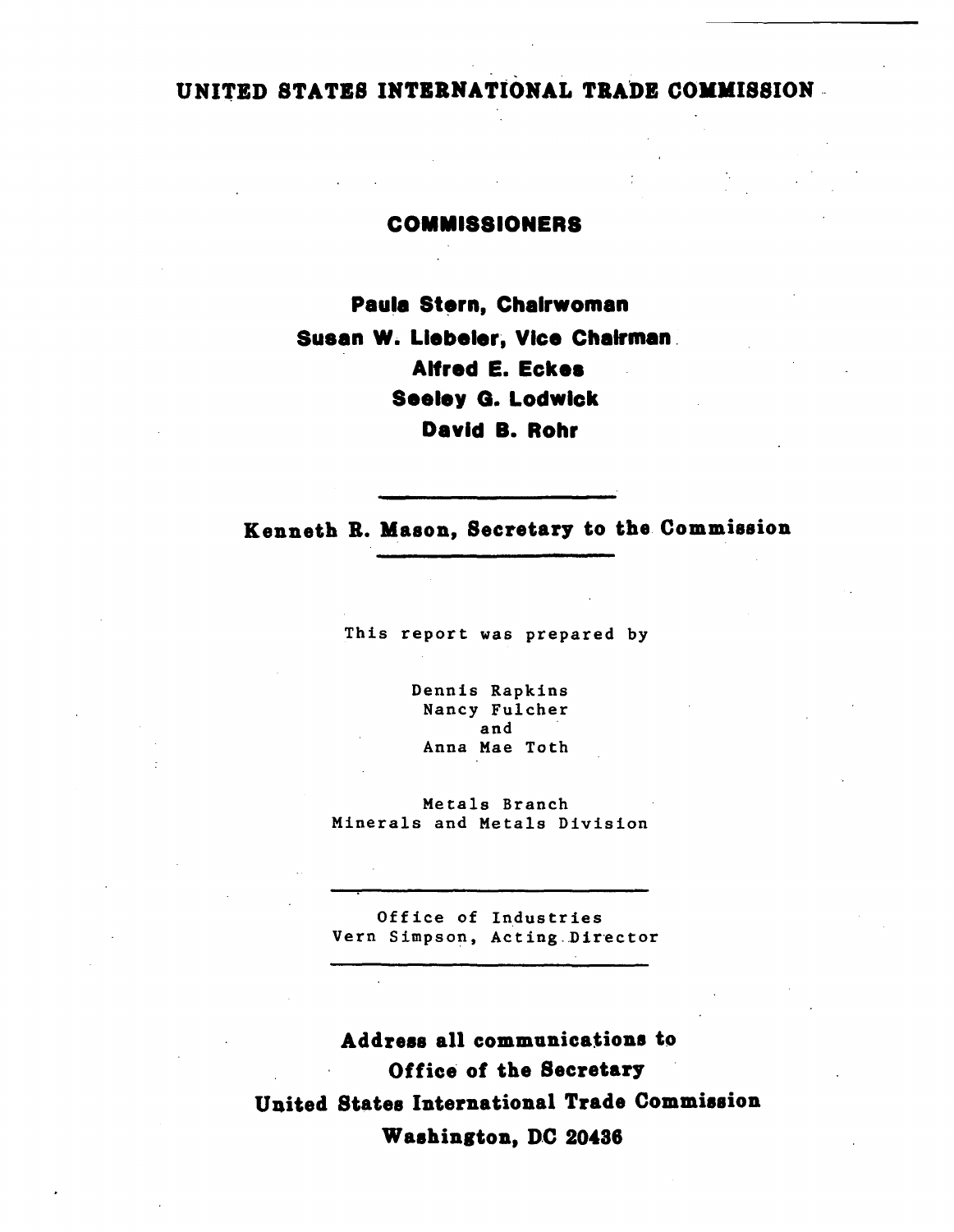# UNITED STATES INTERNATIONAL TRADE COMMISSION

## COMMISSIONERS

**Paula Stern, Chairwoman**
**Susan W. Liebeler, Vice Chairman**
**Alfred E. Eckes**
**Seeley G. Lodwick**
**David B. Rohr**

---

**Kenneth R. Mason, Secretary to the Commission**

---

This report was prepared by

Dennis Rapkins
Nancy Fulcher
and
Anna Mae Toth

Metals Branch
Minerals and Metals Division

---

Office of Industries
Vern Simpson, Acting Director

---

**Address all communications to**
**Office of the Secretary**
**United States International Trade Commission**
**Washington, DC 20436**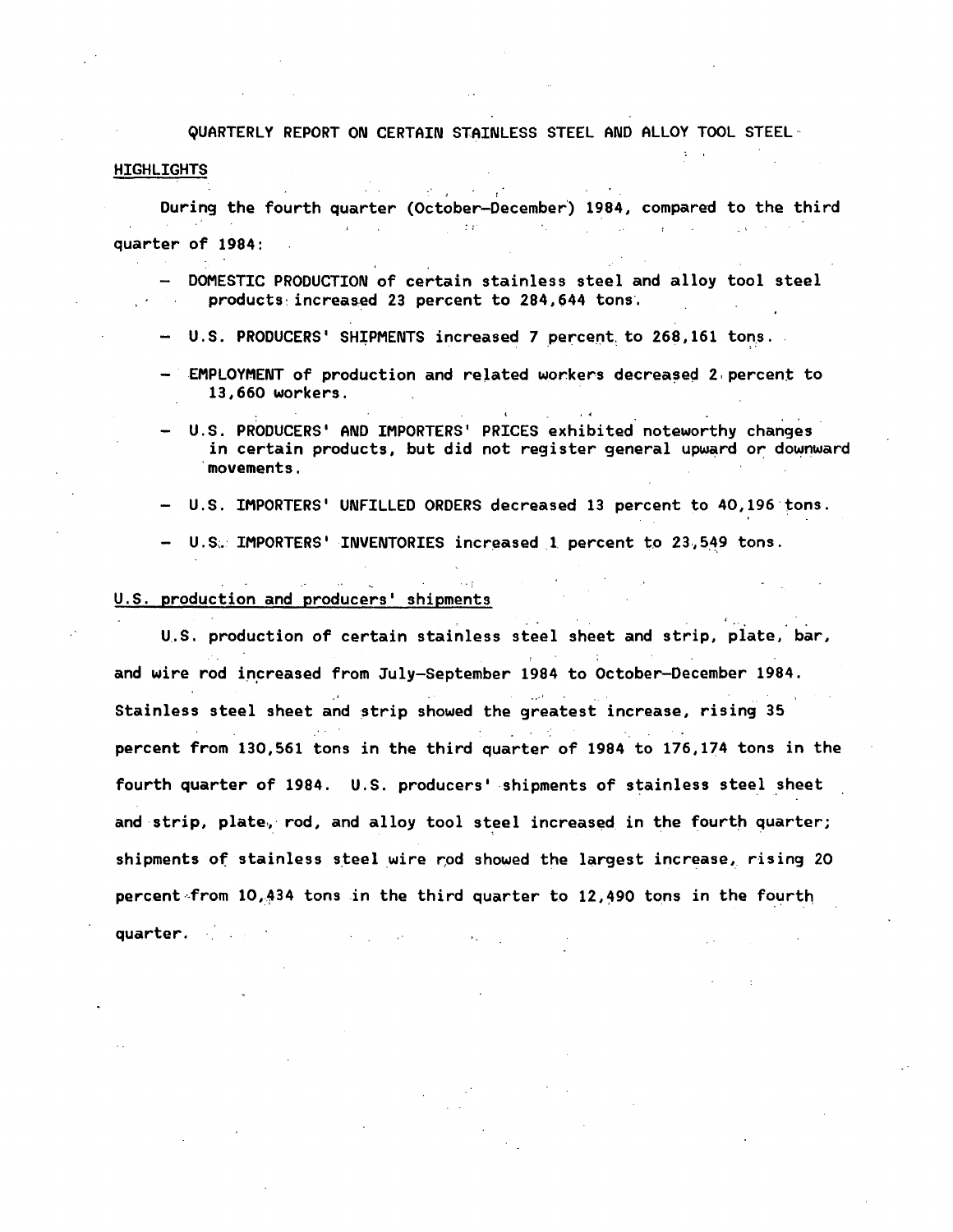# QUARTERLY REPORT ON CERTAIN STAINLESS STEEL AND ALLOY TOOL STEEL

## HIGHLIGHTS

During the fourth quarter (October–December) 1984, compared to the third quarter of 1984:

- DOMESTIC PRODUCTION of certain stainless steel and alloy tool steel products increased 23 percent to 284,644 tons.
- U.S. PRODUCERS' SHIPMENTS increased 7 percent to 268,161 tons.
- EMPLOYMENT of production and related workers decreased 2 percent to 13,660 workers.
- U.S. PRODUCERS' AND IMPORTERS' PRICES exhibited noteworthy changes in certain products, but did not register general upward or downward movements.
- U.S. IMPORTERS' UNFILLED ORDERS decreased 13 percent to 40,196 tons.
- U.S. IMPORTERS' INVENTORIES increased 1 percent to 23,549 tons.

## U.S. production and producers' shipments

U.S. production of certain stainless steel sheet and strip, plate, bar, and wire rod increased from July–September 1984 to October–December 1984. Stainless steel sheet and strip showed the greatest increase, rising 35 percent from 130,561 tons in the third quarter of 1984 to 176,174 tons in the fourth quarter of 1984. U.S. producers' shipments of stainless steel sheet and strip, plate, rod, and alloy tool steel increased in the fourth quarter; shipments of stainless steel wire rod showed the largest increase, rising 20 percent from 10,434 tons in the third quarter to 12,490 tons in the fourth quarter.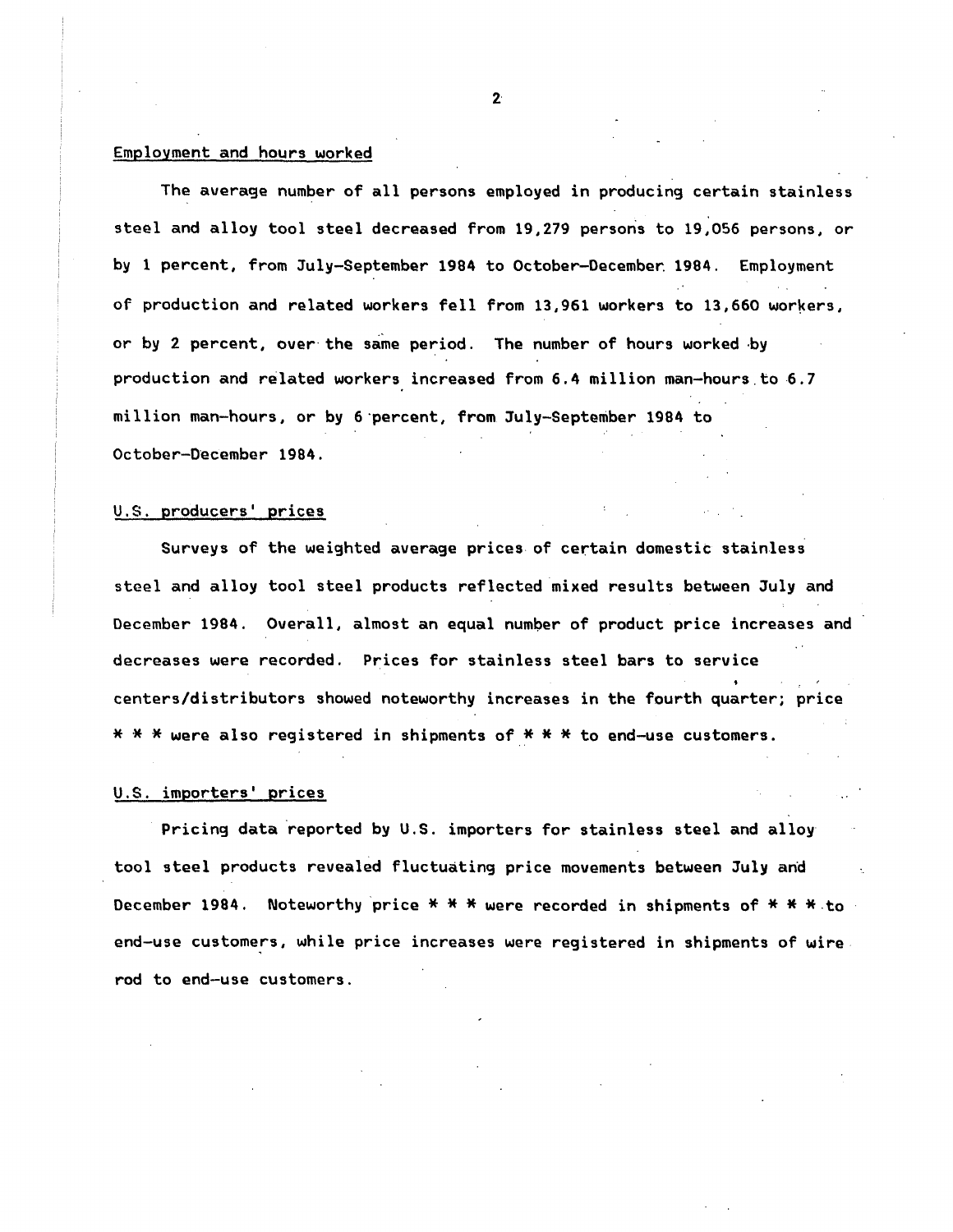## Employment and hours worked

The average number of all persons employed in producing certain stainless steel and alloy tool steel decreased from 19,279 persons to 19,056 persons, or by 1 percent, from July-September 1984 to October-December 1984. Employment of production and related workers fell from 13,961 workers to 13,660 workers, or by 2 percent, over the same period. The number of hours worked by production and related workers increased from 6.4 million man-hours to 6.7 million man-hours, or by 6 percent, from July-September 1984 to October-December 1984.

## U.S. producers' prices

Surveys of the weighted average prices of certain domestic stainless steel and alloy tool steel products reflected mixed results between July and December 1984. Overall, almost an equal number of product price increases and decreases were recorded. Prices for stainless steel bars to service centers/distributors showed noteworthy increases in the fourth quarter; price * * * were also registered in shipments of * * * to end-use customers.

## U.S. importers' prices

Pricing data reported by U.S. importers for stainless steel and alloy tool steel products revealed fluctuating price movements between July and December 1984. Noteworthy price * * * were recorded in shipments of * * * to end-use customers, while price increases were registered in shipments of wire rod to end-use customers.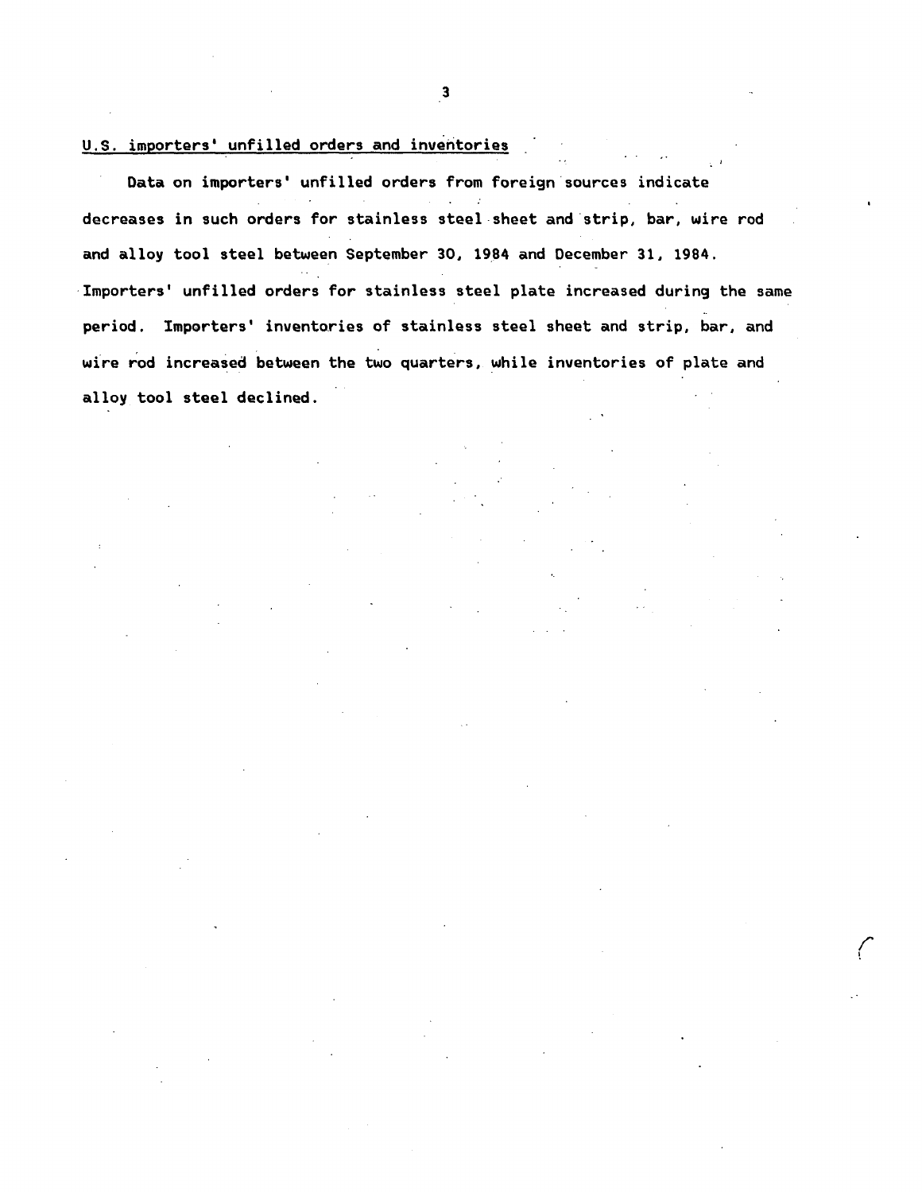## U.S. importers' unfilled orders and inventories

Data on importers' unfilled orders from foreign sources indicate decreases in such orders for stainless steel sheet and strip, bar, wire rod and alloy tool steel between September 30, 1984 and December 31, 1984. Importers' unfilled orders for stainless steel plate increased during the same period. Importers' inventories of stainless steel sheet and strip, bar, and wire rod increased between the two quarters, while inventories of plate and alloy tool steel declined.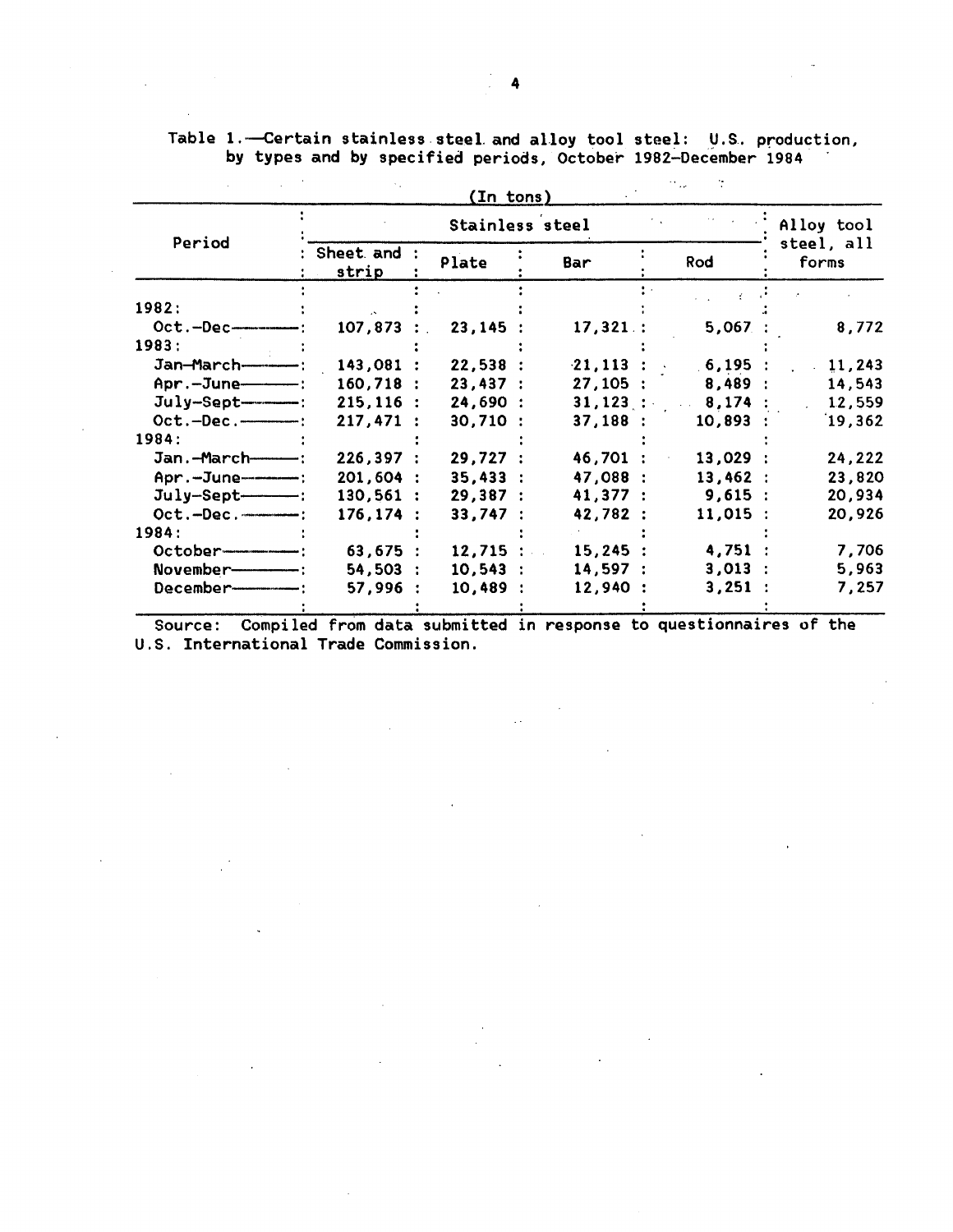Table 1.—Certain stainless steel and alloy tool steel: U.S. production, by types and by specified periods, October 1982–December 1984

(In tons)

| Period | Stainless steel | | | | Alloy tool steel, all forms |
|---|---|---|---|---|---|
| | Sheet and strip | Plate | Bar | Rod | |
| 1982: | | | | | |
| Oct.–Dec | 107,873 | 23,145 | 17,321 | 5,067 | 8,772 |
| 1983: | | | | | |
| Jan–March | 143,081 | 22,538 | 21,113 | 6,195 | 11,243 |
| Apr.–June | 160,718 | 23,437 | 27,105 | 8,489 | 14,543 |
| July–Sept | 215,116 | 24,690 | 31,123 | 8,174 | 12,559 |
| Oct.–Dec. | 217,471 | 30,710 | 37,188 | 10,893 | 19,362 |
| 1984: | | | | | |
| Jan.–March | 226,397 | 29,727 | 46,701 | 13,029 | 24,222 |
| Apr.–June | 201,604 | 35,433 | 47,088 | 13,462 | 23,820 |
| July–Sept | 130,561 | 29,387 | 41,377 | 9,615 | 20,934 |
| Oct.–Dec. | 176,174 | 33,747 | 42,782 | 11,015 | 20,926 |
| 1984: | | | | | |
| October | 63,675 | 12,715 | 15,245 | 4,751 | 7,706 |
| November | 54,503 | 10,543 | 14,597 | 3,013 | 5,963 |
| December | 57,996 | 10,489 | 12,940 | 3,251 | 7,257 |

Source: Compiled from data submitted in response to questionnaires of the U.S. International Trade Commission.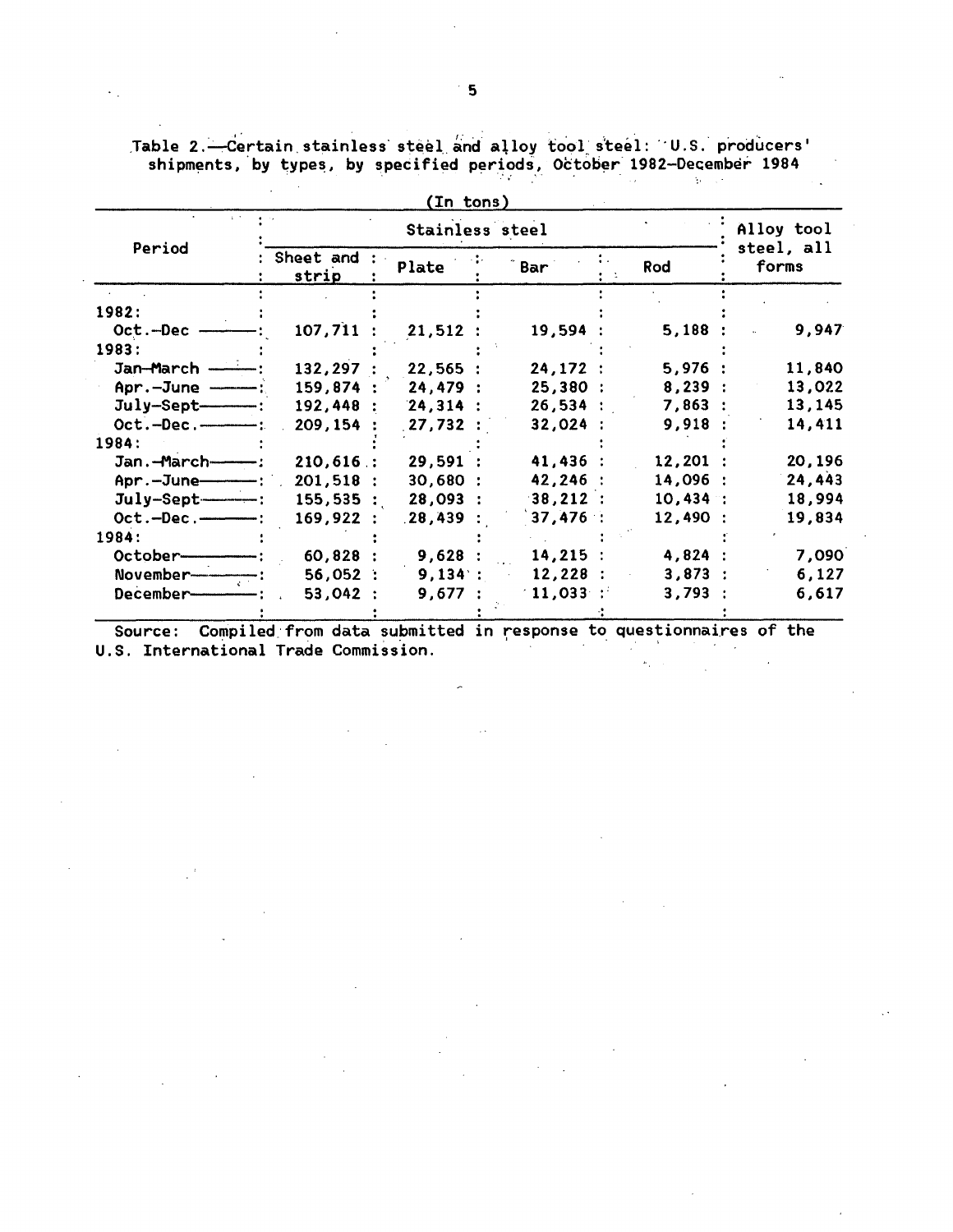Table 2.—Certain stainless steel and alloy tool steel: U.S. producers' shipments, by types, by specified periods, October 1982–December 1984

(In tons)

| Period | Stainless steel | | | | Alloy tool steel, all forms |
|---|---|---|---|---|---|
| | Sheet and strip | Plate | Bar | Rod | |
| 1982: | | | | | |
| Oct.–Dec | 107,711 | 21,512 | 19,594 | 5,188 | 9,947 |
| 1983: | | | | | |
| Jan–March | 132,297 | 22,565 | 24,172 | 5,976 | 11,840 |
| Apr.–June | 159,874 | 24,479 | 25,380 | 8,239 | 13,022 |
| July–Sept | 192,448 | 24,314 | 26,534 | 7,863 | 13,145 |
| Oct.–Dec. | 209,154 | 27,732 | 32,024 | 9,918 | 14,411 |
| 1984: | | | | | |
| Jan.–March | 210,616 | 29,591 | 41,436 | 12,201 | 20,196 |
| Apr.–June | 201,518 | 30,680 | 42,246 | 14,096 | 24,443 |
| July–Sept | 155,535 | 28,093 | 38,212 | 10,434 | 18,994 |
| Oct.–Dec. | 169,922 | 28,439 | 37,476 | 12,490 | 19,834 |
| 1984: | | | | | |
| October | 60,828 | 9,628 | 14,215 | 4,824 | 7,090 |
| November | 56,052 | 9,134 | 12,228 | 3,873 | 6,127 |
| December | 53,042 | 9,677 | 11,033 | 3,793 | 6,617 |

Source: Compiled from data submitted in response to questionnaires of the U.S. International Trade Commission.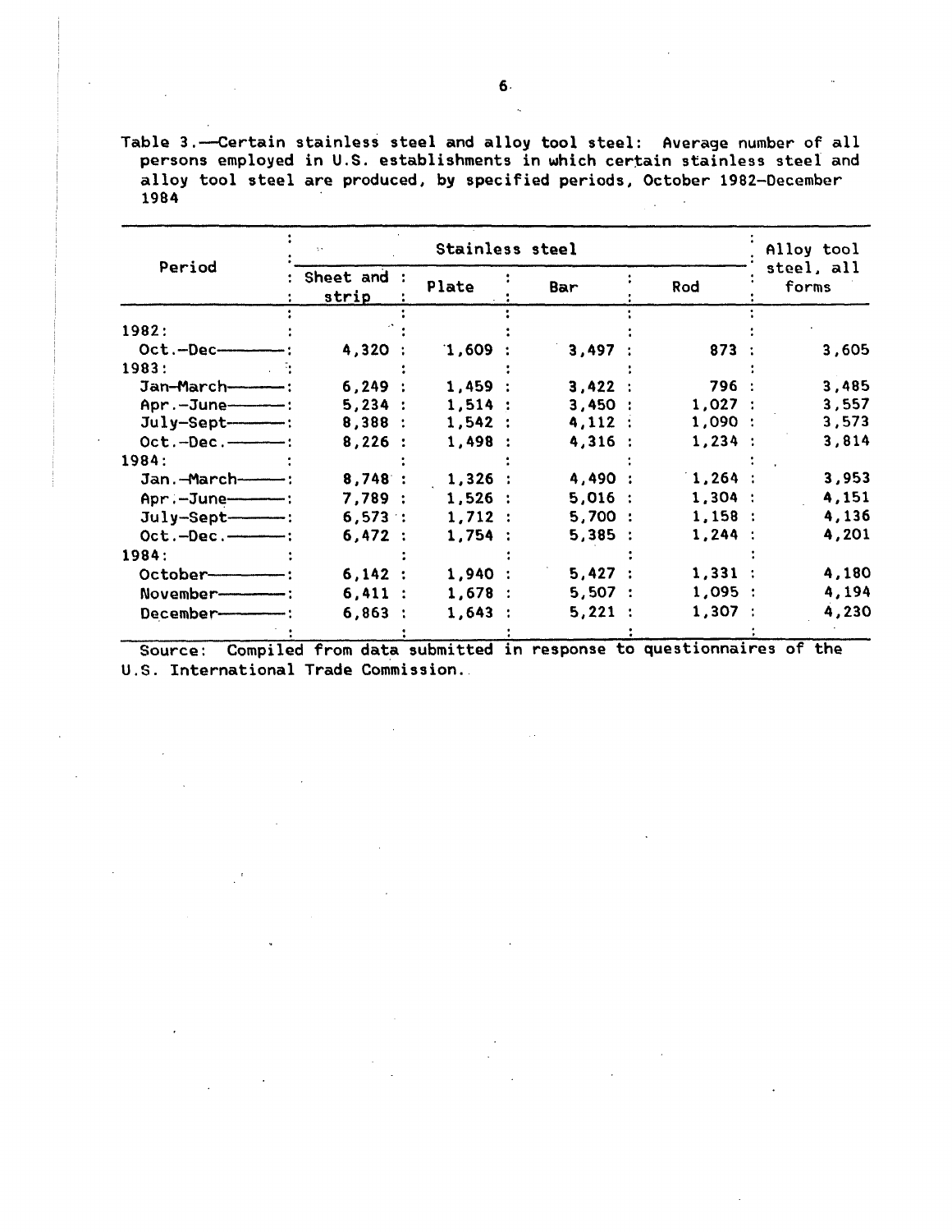Table 3.—Certain stainless steel and alloy tool steel: Average number of all persons employed in U.S. establishments in which certain stainless steel and alloy tool steel are produced, by specified periods, October 1982–December 1984

| Period | Stainless steel | | | | Alloy tool steel, all forms |
|---|---|---|---|---|---|
| | Sheet and strip | Plate | Bar | Rod | |
| 1982: | | | | | |
| Oct.–Dec. | 4,320 | 1,609 | 3,497 | 873 | 3,605 |
| 1983: | | | | | |
| Jan–March | 6,249 | 1,459 | 3,422 | 796 | 3,485 |
| Apr.–June | 5,234 | 1,514 | 3,450 | 1,027 | 3,557 |
| July–Sept | 8,388 | 1,542 | 4,112 | 1,090 | 3,573 |
| Oct.–Dec. | 8,226 | 1,498 | 4,316 | 1,234 | 3,814 |
| 1984: | | | | | |
| Jan.–March | 8,748 | 1,326 | 4,490 | 1,264 | 3,953 |
| Apr.–June | 7,789 | 1,526 | 5,016 | 1,304 | 4,151 |
| July–Sept | 6,573 | 1,712 | 5,700 | 1,158 | 4,136 |
| Oct.–Dec. | 6,472 | 1,754 | 5,385 | 1,244 | 4,201 |
| 1984: | | | | | |
| October | 6,142 | 1,940 | 5,427 | 1,331 | 4,180 |
| November | 6,411 | 1,678 | 5,507 | 1,095 | 4,194 |
| December | 6,863 | 1,643 | 5,221 | 1,307 | 4,230 |

Source: Compiled from data submitted in response to questionnaires of the U.S. International Trade Commission.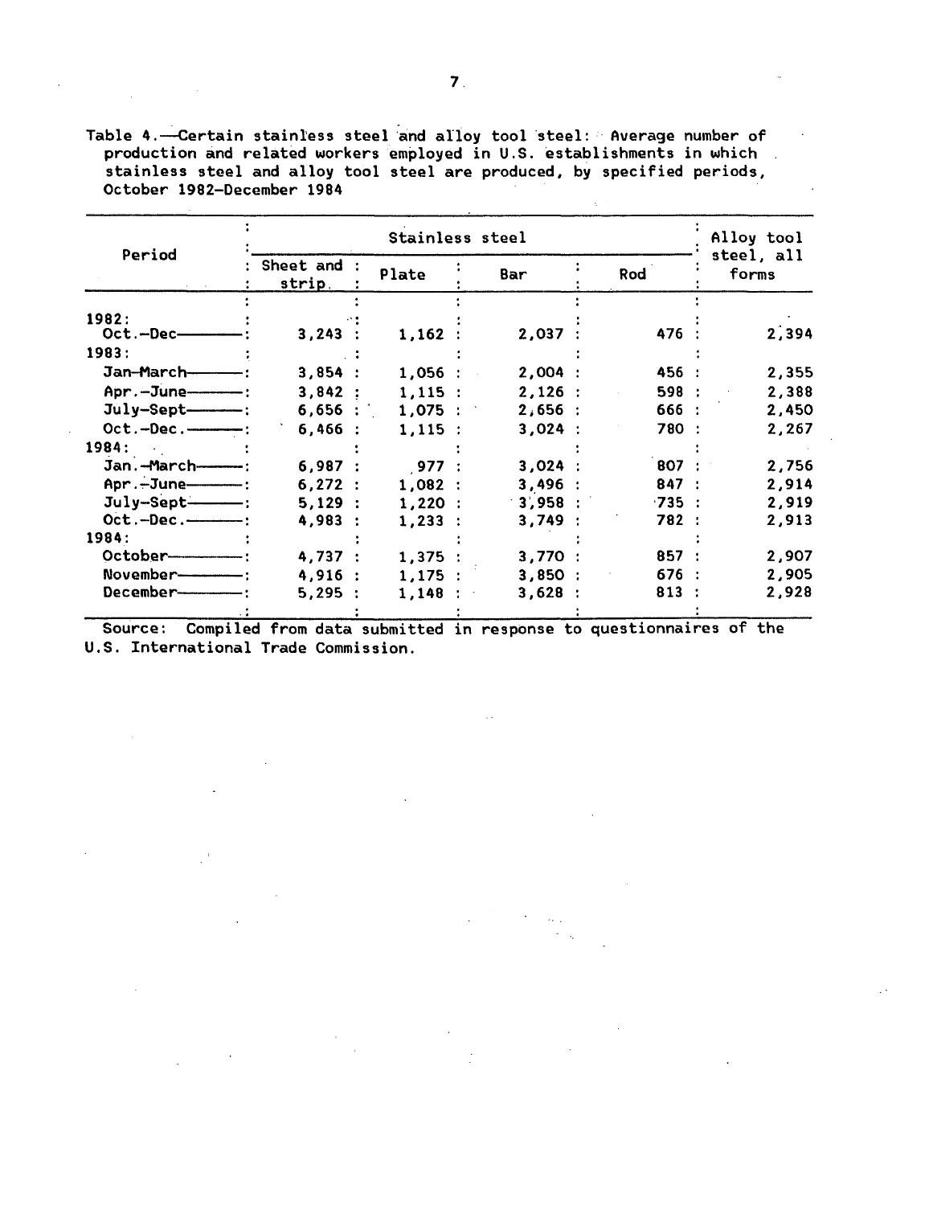Table 4.—Certain stainless steel and alloy tool steel: Average number of production and related workers employed in U.S. establishments in which stainless steel and alloy tool steel are produced, by specified periods, October 1982–December 1984

| Period | Stainless steel | | | | Alloy tool steel, all forms |
|---|---|---|---|---|---|
| | Sheet and strip | Plate | Bar | Rod | |
| 1982: | | | | | |
| Oct.–Dec | 3,243 | 1,162 | 2,037 | 476 | 2,394 |
| 1983: | | | | | |
| Jan–March | 3,854 | 1,056 | 2,004 | 456 | 2,355 |
| Apr.–June | 3,842 | 1,115 | 2,126 | 598 | 2,388 |
| July–Sept | 6,656 | 1,075 | 2,656 | 666 | 2,450 |
| Oct.–Dec. | 6,466 | 1,115 | 3,024 | 780 | 2,267 |
| 1984: | | | | | |
| Jan.–March | 6,987 | 977 | 3,024 | 807 | 2,756 |
| Apr.–June | 6,272 | 1,082 | 3,496 | 847 | 2,914 |
| July–Sept | 5,129 | 1,220 | 3,958 | 735 | 2,919 |
| Oct.–Dec. | 4,983 | 1,233 | 3,749 | 782 | 2,913 |
| 1984: | | | | | |
| October | 4,737 | 1,375 | 3,770 | 857 | 2,907 |
| November | 4,916 | 1,175 | 3,850 | 676 | 2,905 |
| December | 5,295 | 1,148 | 3,628 | 813 | 2,928 |

Source: Compiled from data submitted in response to questionnaires of the U.S. International Trade Commission.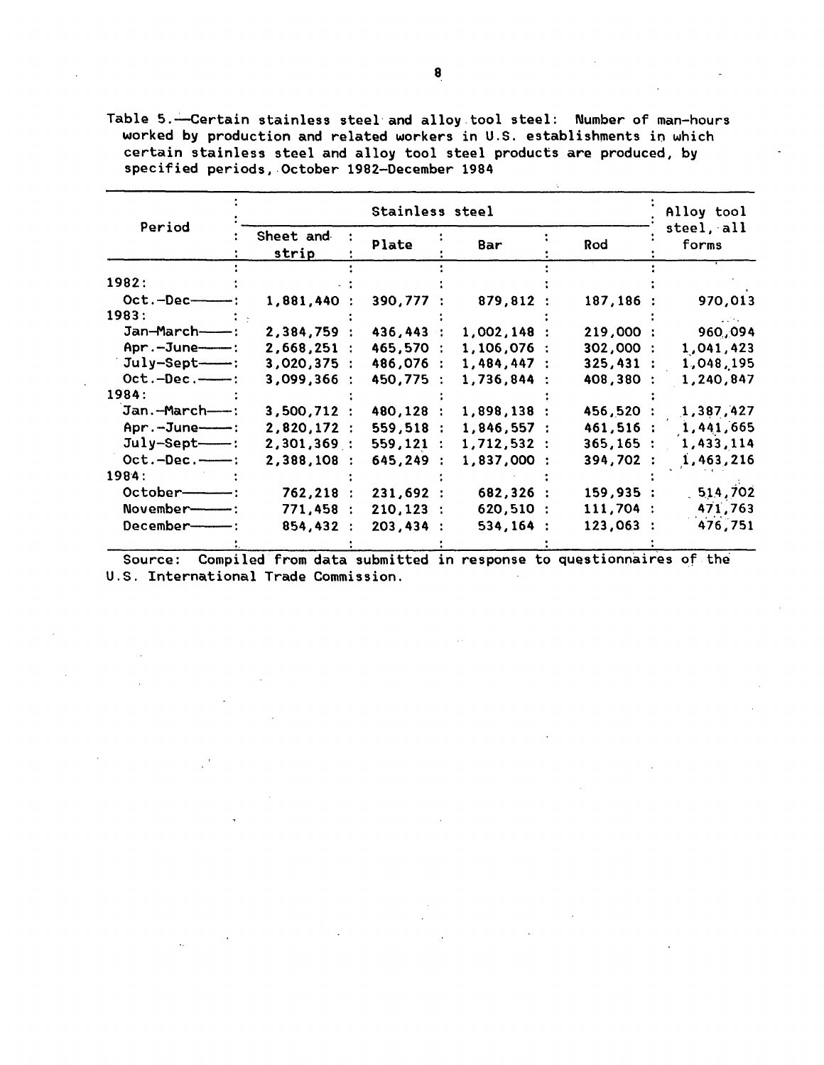Table 5.—Certain stainless steel and alloy tool steel: Number of man-hours worked by production and related workers in U.S. establishments in which certain stainless steel and alloy tool steel products are produced, by specified periods, October 1982–December 1984

| Period | Stainless steel | | | | Alloy tool steel, all forms |
|---|---|---|---|---|---|
| | Sheet and strip | Plate | Bar | Rod | |
| 1982: | | | | | |
| Oct.-Dec. | 1,881,440 | 390,777 | 879,812 | 187,186 | 970,013 |
| 1983: | | | | | |
| Jan-March | 2,384,759 | 436,443 | 1,002,148 | 219,000 | 960,094 |
| Apr.-June | 2,668,251 | 465,570 | 1,106,076 | 302,000 | 1,041,423 |
| July-Sept | 3,020,375 | 486,076 | 1,484,447 | 325,431 | 1,048,195 |
| Oct.-Dec. | 3,099,366 | 450,775 | 1,736,844 | 408,380 | 1,240,847 |
| 1984: | | | | | |
| Jan.-March | 3,500,712 | 480,128 | 1,898,138 | 456,520 | 1,387,427 |
| Apr.-June | 2,820,172 | 559,518 | 1,846,557 | 461,516 | 1,441,665 |
| July-Sept | 2,301,369 | 559,121 | 1,712,532 | 365,165 | 1,433,114 |
| Oct.-Dec. | 2,388,108 | 645,249 | 1,837,000 | 394,702 | 1,463,216 |
| 1984: | | | | | |
| October | 762,218 | 231,692 | 682,326 | 159,935 | 514,702 |
| November | 771,458 | 210,123 | 620,510 | 111,704 | 471,763 |
| December | 854,432 | 203,434 | 534,164 | 123,063 | 476,751 |

Source: Compiled from data submitted in response to questionnaires of the U.S. International Trade Commission.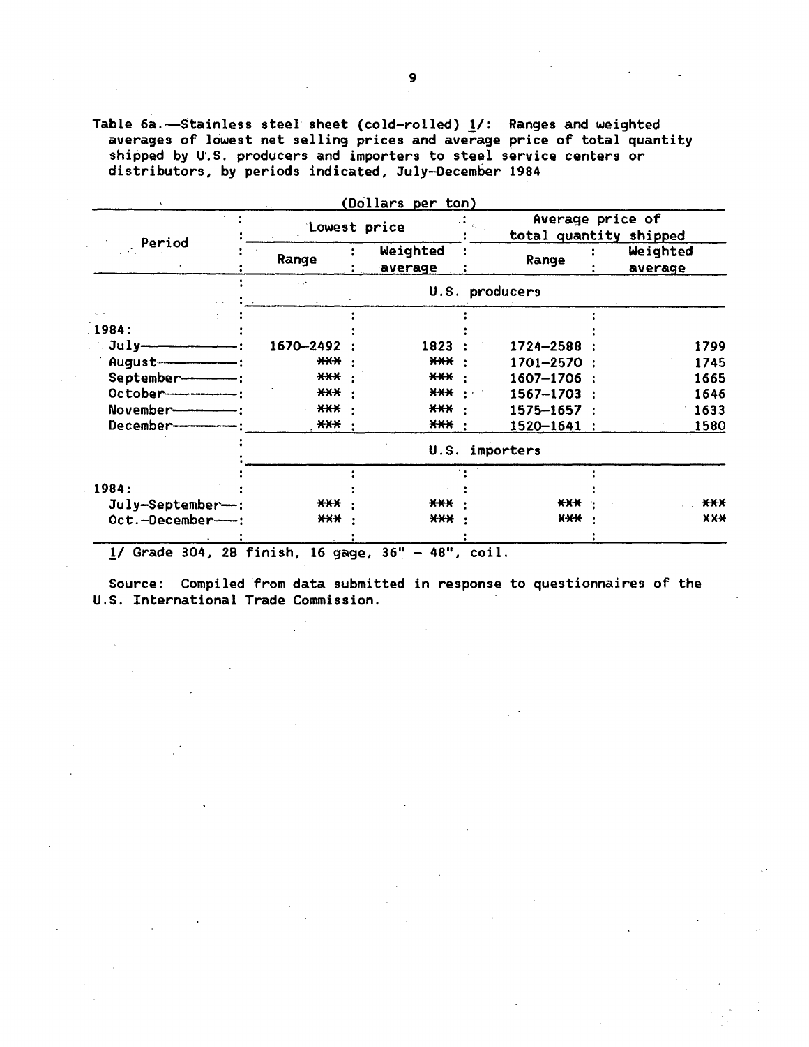Table 6a.—Stainless steel sheet (cold-rolled) 1/: Ranges and weighted averages of lowest net selling prices and average price of total quantity shipped by U.S. producers and importers to steel service centers or distributors, by periods indicated, July–December 1984

(Dollars per ton)

| Period | Lowest price | | Average price of total quantity shipped | |
|---|---|---|---|---|
| | Range | Weighted average | Range | Weighted average |
| | U.S. producers | | | |
| 1984: | | | | |
| July | 1670–2492 | 1823 | 1724–2588 | 1799 |
| August | *** | *** | 1701–2570 | 1745 |
| September | *** | *** | 1607–1706 | 1665 |
| October | *** | *** | 1567–1703 | 1646 |
| November | *** | *** | 1575–1657 | 1633 |
| December | *** | *** | 1520–1641 | 1580 |
| | U.S. importers | | | |
| 1984: | | | | |
| July–September | *** | *** | *** | *** |
| Oct.–December | *** | *** | *** | *** |

1/ Grade 304, 2B finish, 16 gage, 36" – 48", coil.

Source: Compiled from data submitted in response to questionnaires of the U.S. International Trade Commission.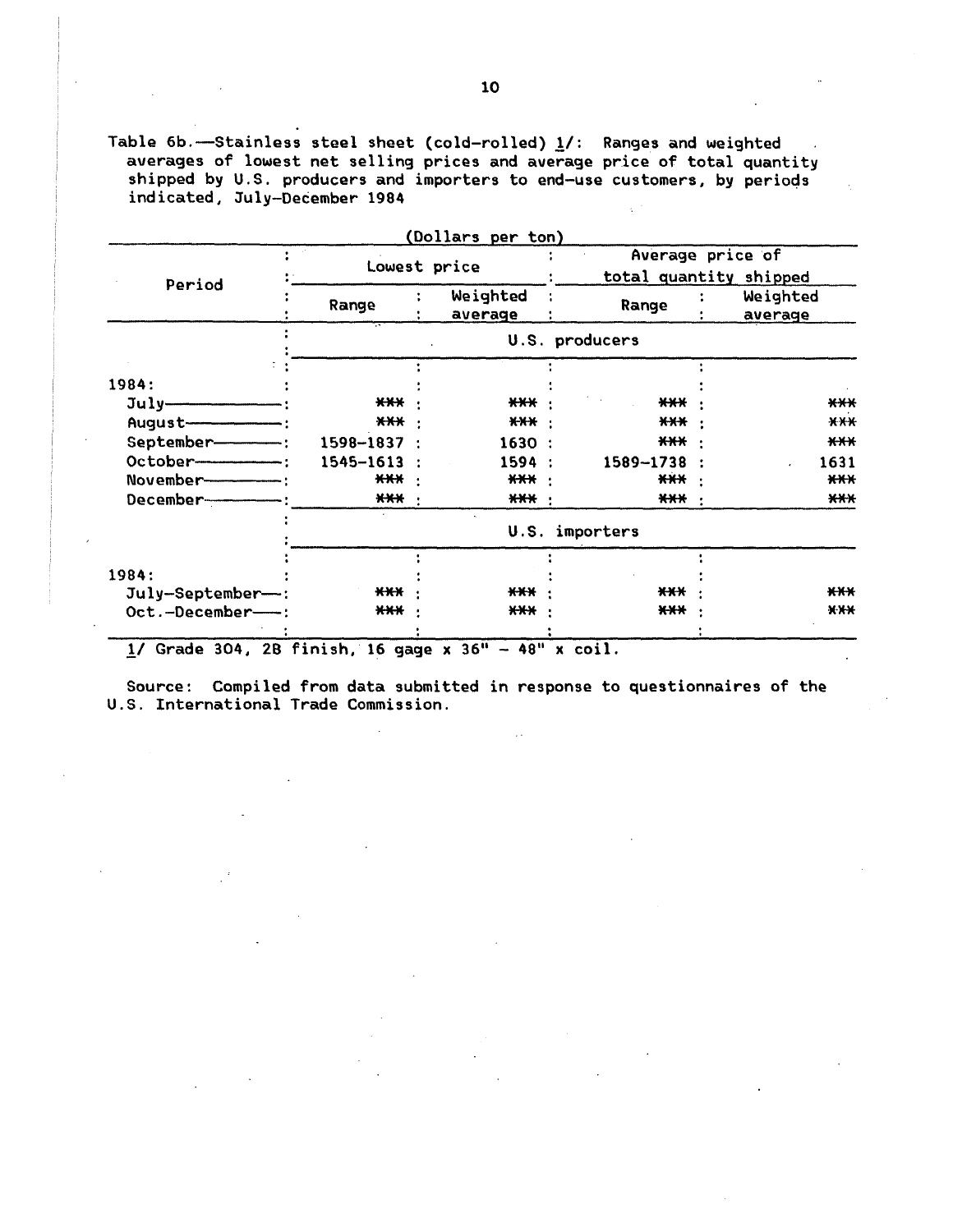Table 6b.—Stainless steel sheet (cold-rolled) 1/: Ranges and weighted averages of lowest net selling prices and average price of total quantity shipped by U.S. producers and importers to end-use customers, by periods indicated, July-December 1984

(Dollars per ton)

| Period | Lowest price | | Average price of total quantity shipped | |
|---|---|---|---|---|
| | Range | Weighted average | Range | Weighted average |
| | U.S. producers | | | |
| 1984: | | | | |
| July | *** | *** | *** | *** |
| August | *** | *** | *** | *** |
| September | 1598-1837 | 1630 | *** | *** |
| October | 1545-1613 | 1594 | 1589-1738 | 1631 |
| November | *** | *** | *** | *** |
| December | *** | *** | *** | *** |
| | U.S. importers | | | |
| 1984: | | | | |
| July-September | *** | *** | *** | *** |
| Oct.-December | *** | *** | *** | *** |

1/ Grade 304, 2B finish, 16 gage x 36" - 48" x coil.

Source: Compiled from data submitted in response to questionnaires of the U.S. International Trade Commission.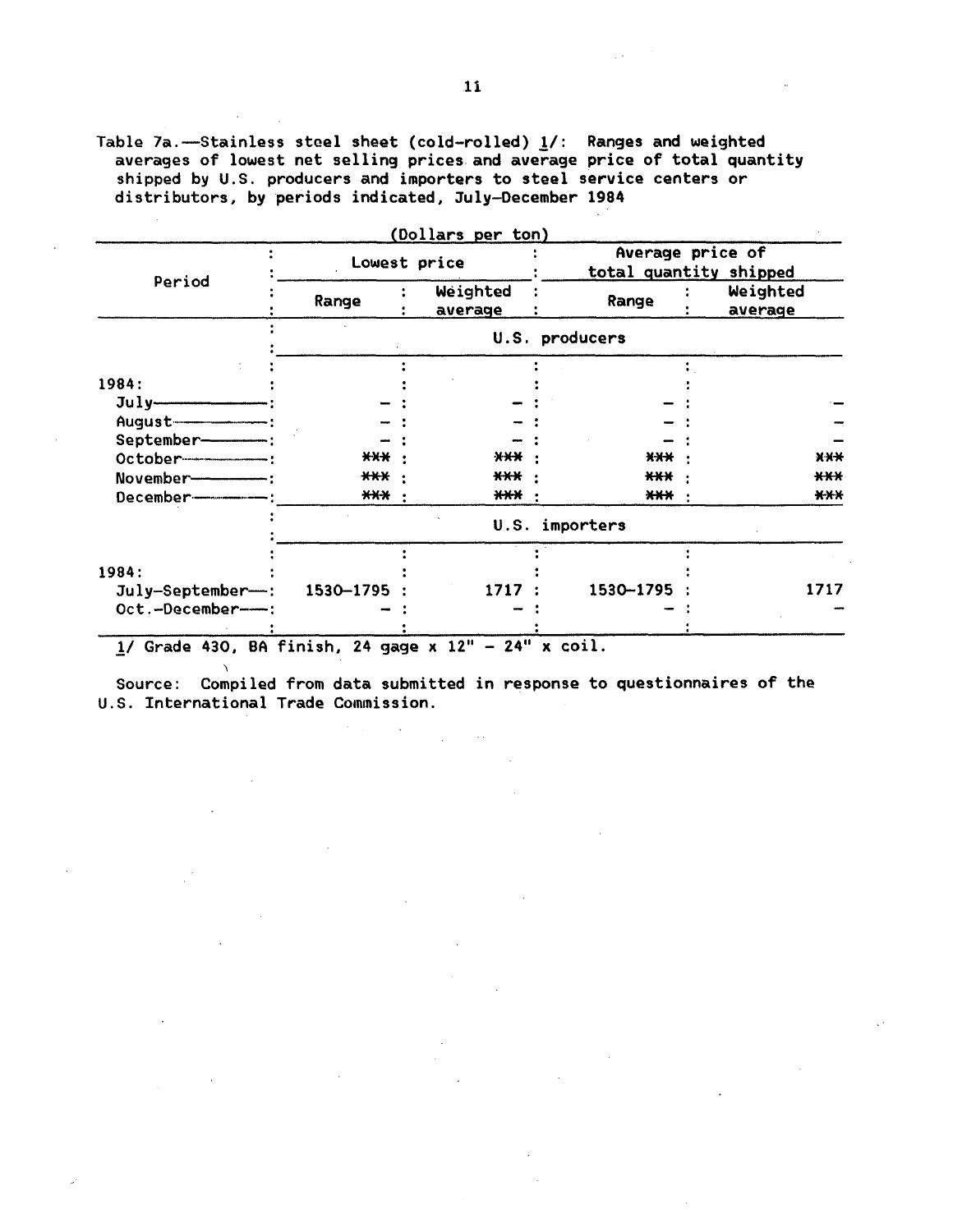Table 7a.—Stainless steel sheet (cold-rolled) 1/: Ranges and weighted averages of lowest net selling prices and average price of total quantity shipped by U.S. producers and importers to steel service centers or distributors, by periods indicated, July–December 1984

(Dollars per ton)

| Period | Lowest price | | Average price of total quantity shipped | |
|---|---|---|---|---|
| | Range | Weighted average | Range | Weighted average |
| | U.S. producers | | | |
| 1984: | | | | |
| July | – | – | – | – |
| August | – | – | – | – |
| September | – | – | – | – |
| October | *** | *** | *** | *** |
| November | *** | *** | *** | *** |
| December | *** | *** | *** | *** |
| | U.S. importers | | | |
| 1984: | | | | |
| July–September | 1530–1795 | 1717 | 1530–1795 | 1717 |
| Oct.–December | – | – | – | – |

1/ Grade 430, BA finish, 24 gage x 12" – 24" x coil.

Source: Compiled from data submitted in response to questionnaires of the U.S. International Trade Commission.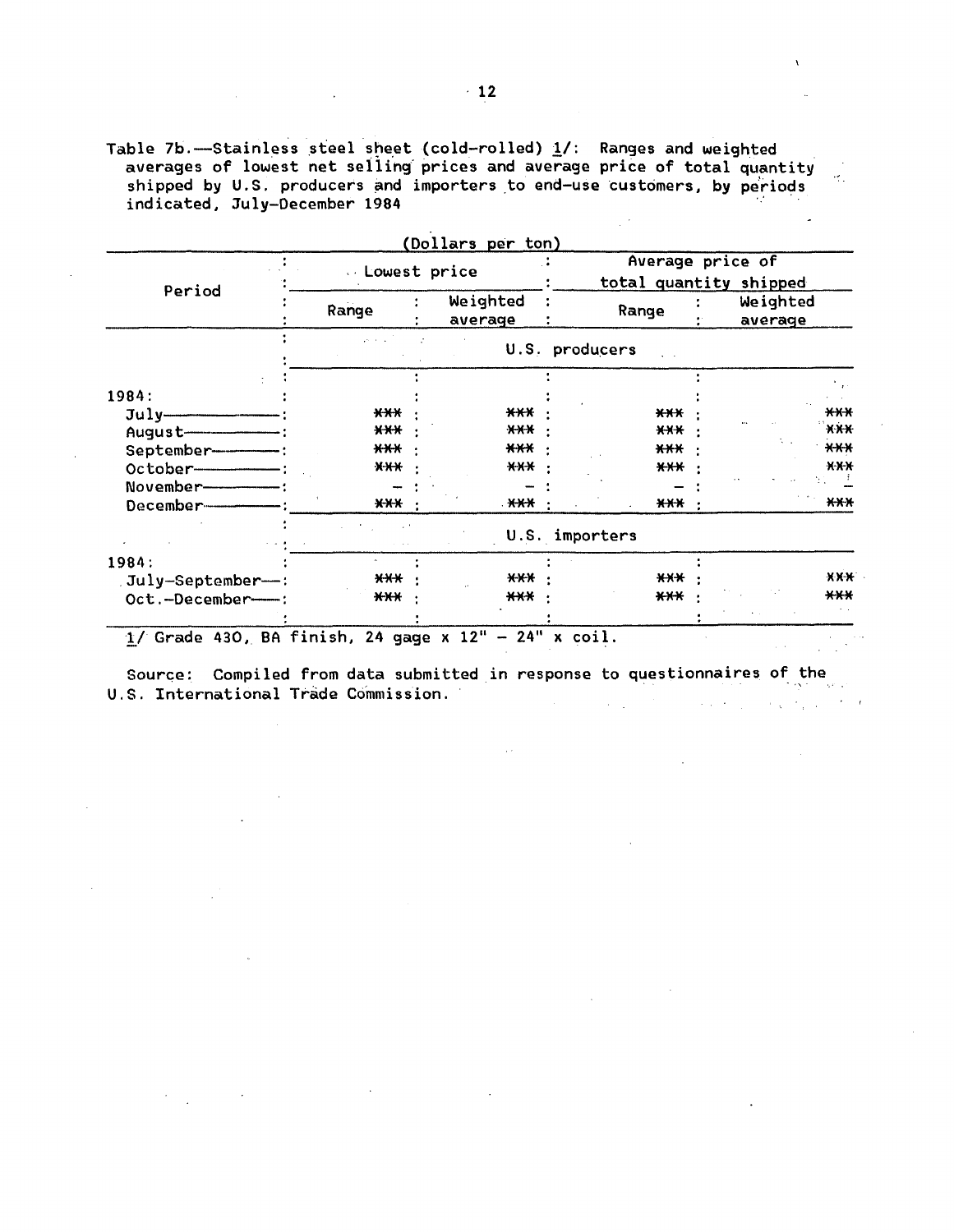Table 7b.—Stainless steel sheet (cold-rolled) 1/: Ranges and weighted averages of lowest net selling prices and average price of total quantity shipped by U.S. producers and importers to end-use customers, by periods indicated, July-December 1984

(Dollars per ton)

| Period | Lowest price | | Average price of total quantity shipped | |
|---|---|---|---|---|
| | Range | Weighted average | Range | Weighted average |
| | U.S. producers | | | |
| 1984: | | | | |
| July | *** | *** | *** | *** |
| August | *** | *** | *** | *** |
| September | *** | *** | *** | *** |
| October | *** | *** | *** | *** |
| November | – | – | – | – |
| December | *** | *** | *** | *** |
| | U.S. importers | | | |
| 1984: | | | | |
| July-September | *** | *** | *** | *** |
| Oct.-December | *** | *** | *** | *** |

1/ Grade 430, BA finish, 24 gage x 12" - 24" x coil.

Source: Compiled from data submitted in response to questionnaires of the U.S. International Trade Commission.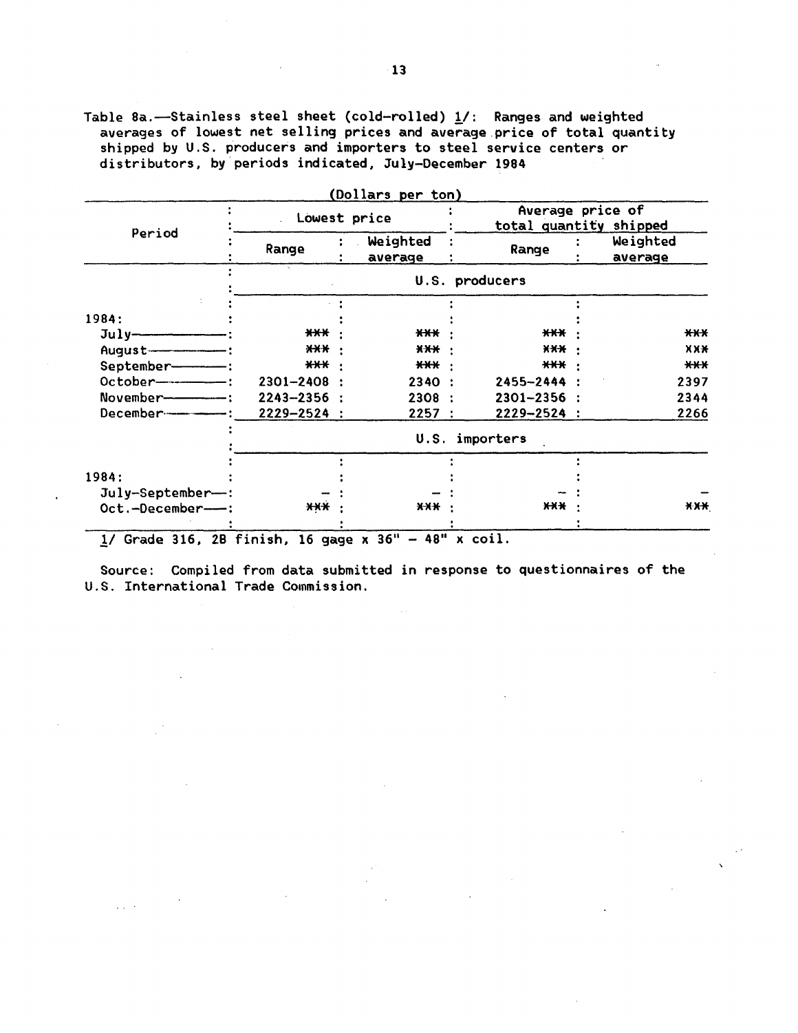Table 8a.—Stainless steel sheet (cold-rolled) 1/: Ranges and weighted averages of lowest net selling prices and average price of total quantity shipped by U.S. producers and importers to steel service centers or distributors, by periods indicated, July-December 1984

(Dollars per ton)

| Period | Lowest price | | Average price of total quantity shipped | |
|---|---|---|---|---|
| | Range | Weighted average | Range | Weighted average |
| | U.S. producers | | | |
| 1984: | | | | |
| July | *** | *** | *** | *** |
| August | *** | *** | *** | *** |
| September | *** | *** | *** | *** |
| October | 2301-2408 | 2340 | 2455-2444 | 2397 |
| November | 2243-2356 | 2308 | 2301-2356 | 2344 |
| December | 2229-2524 | 2257 | 2229-2524 | 2266 |
| | U.S. importers | | | |
| 1984: | | | | |
| July-September | - | - | - | - |
| Oct.-December | *** | *** | *** | *** |

1/ Grade 316, 2B finish, 16 gage x 36" - 48" x coil.

Source: Compiled from data submitted in response to questionnaires of the U.S. International Trade Commission.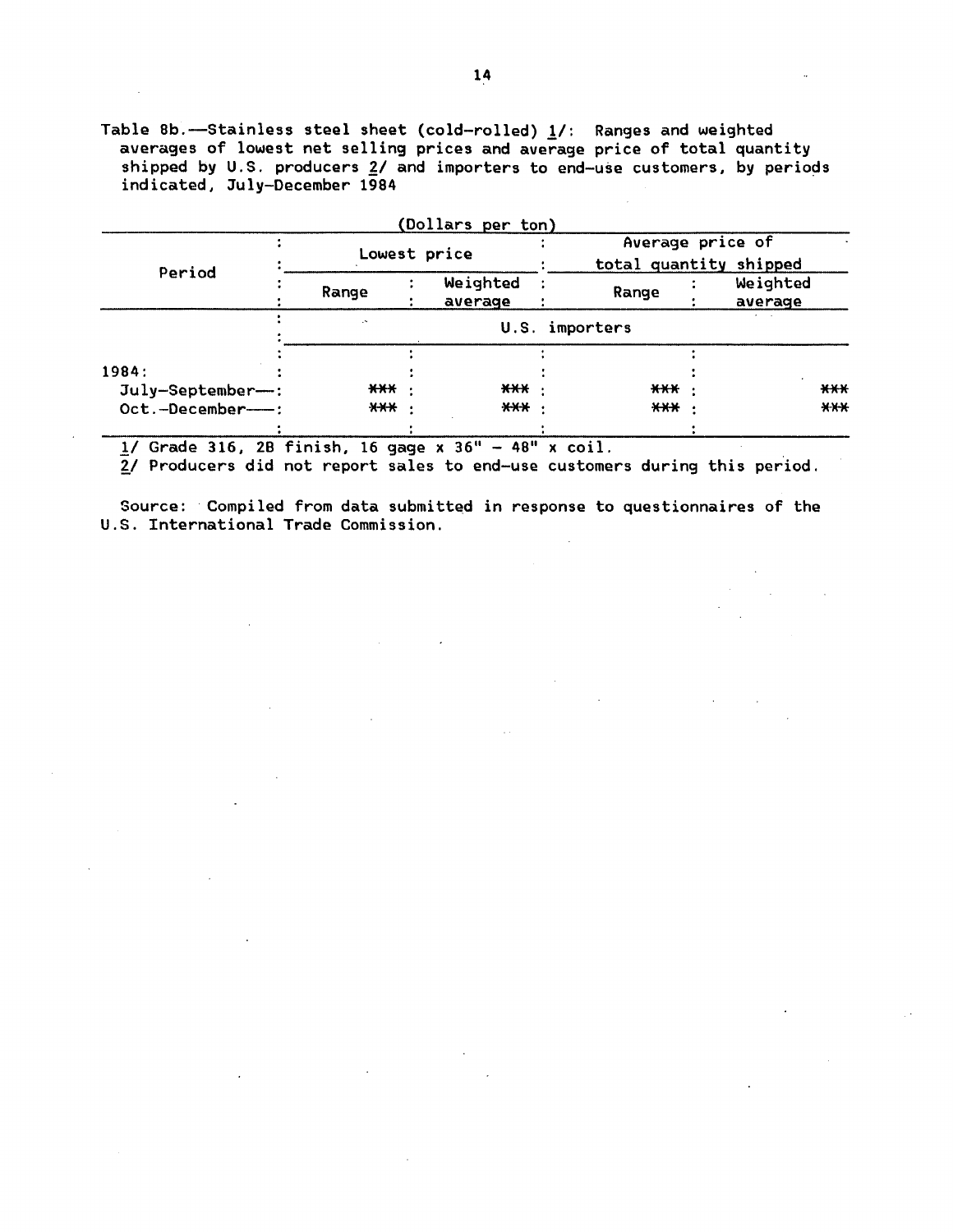Table 8b.—Stainless steel sheet (cold-rolled) 1/: Ranges and weighted averages of lowest net selling prices and average price of total quantity shipped by U.S. producers 2/ and importers to end-use customers, by periods indicated, July-December 1984

(Dollars per ton)

| Period | Lowest price | | Average price of total quantity shipped | |
|---|---|---|---|---|
| | Range | Weighted average | Range | Weighted average |
| | U.S. importers | | | |
| 1984: | | | | |
| July-September | *** | *** | *** | *** |
| Oct.-December | *** | *** | *** | *** |

1/ Grade 316, 2B finish, 16 gage x 36" - 48" x coil.
2/ Producers did not report sales to end-use customers during this period.

Source: Compiled from data submitted in response to questionnaires of the U.S. International Trade Commission.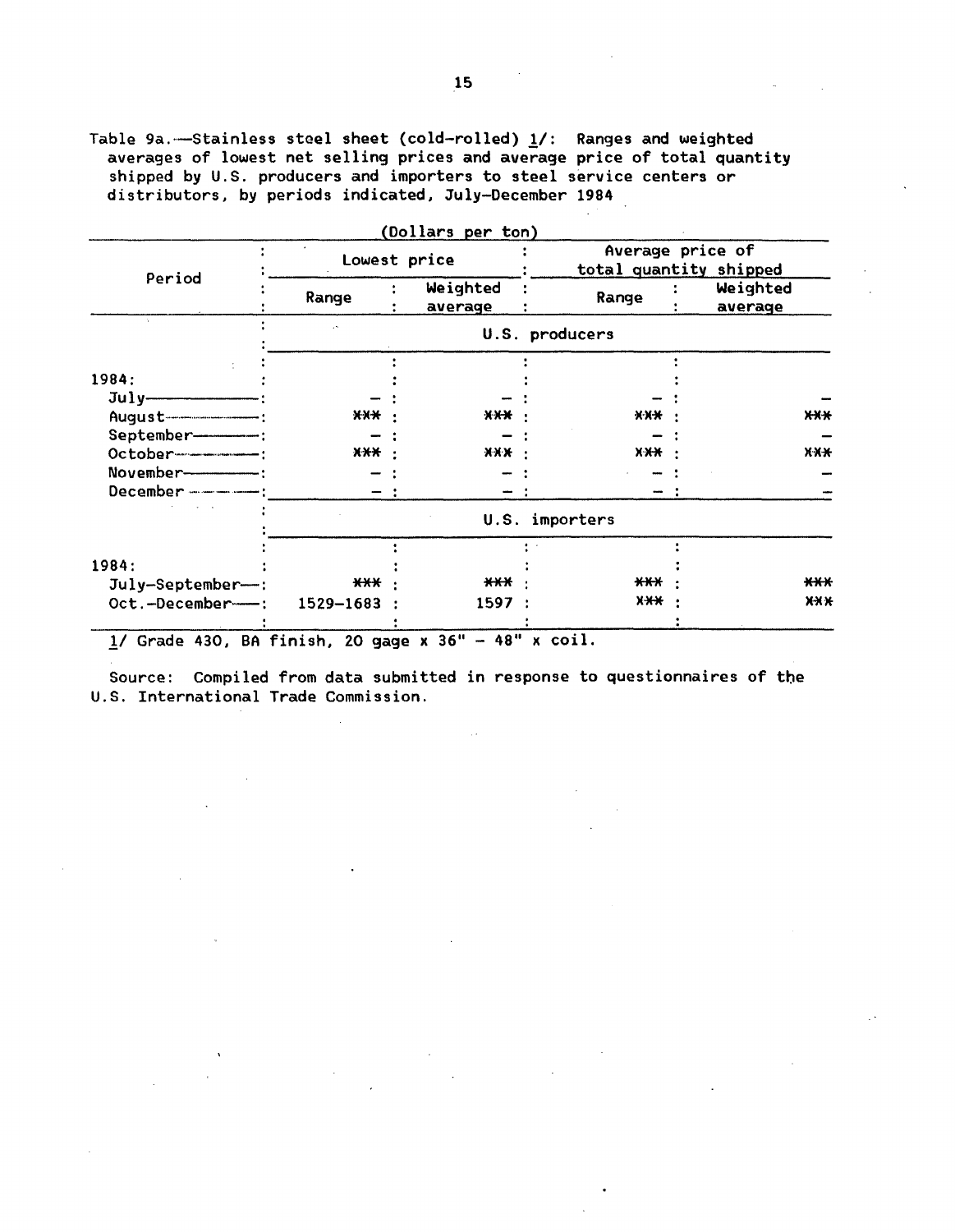Table 9a.—Stainless steel sheet (cold-rolled) 1/: Ranges and weighted averages of lowest net selling prices and average price of total quantity shipped by U.S. producers and importers to steel service centers or distributors, by periods indicated, July-December 1984

(Dollars per ton)

| Period | Lowest price | | Average price of total quantity shipped | |
|---|---|---|---|---|
| | Range | Weighted average | Range | Weighted average |
| | U.S. producers | | | |
| 1984: | | | | |
| July | – | – | – | – |
| August | *** | *** | *** | *** |
| September | – | – | – | – |
| October | *** | *** | *** | *** |
| November | – | – | – | – |
| December | – | – | – | – |
| | U.S. importers | | | |
| 1984: | | | | |
| July-September | *** | *** | *** | *** |
| Oct.-December | 1529-1683 | 1597 | *** | *** |

1/ Grade 430, BA finish, 20 gage x 36" - 48" x coil.

Source: Compiled from data submitted in response to questionnaires of the U.S. International Trade Commission.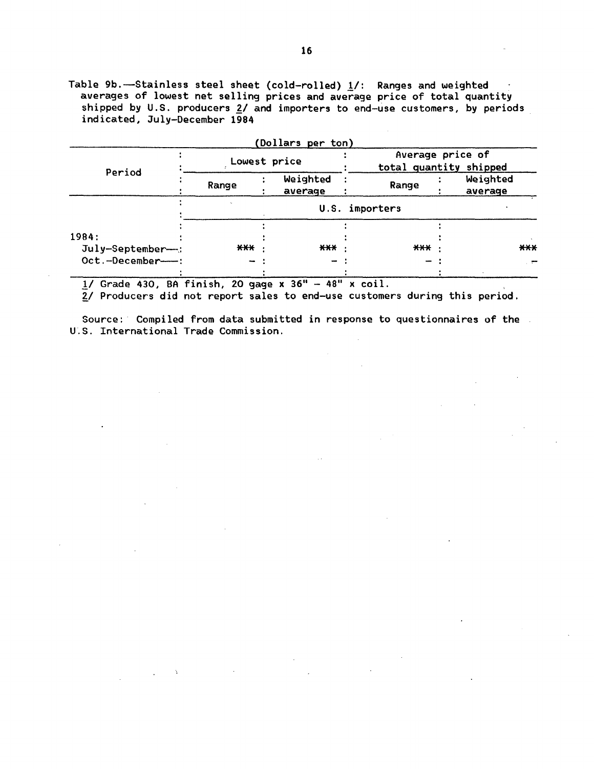Table 9b.—Stainless steel sheet (cold-rolled) 1/: Ranges and weighted averages of lowest net selling prices and average price of total quantity shipped by U.S. producers 2/ and importers to end-use customers, by periods indicated, July-December 1984

(Dollars per ton)

| Period | Lowest price | | Average price of total quantity shipped | |
|---|---|---|---|---|
| | Range | Weighted average | Range | Weighted average |
| | U.S. importers | | | |
| 1984: | | | | |
| July-September | *** | *** | *** | *** |
| Oct.-December | - | - | - | - |

1/ Grade 430, BA finish, 20 gage x 36" - 48" x coil.

2/ Producers did not report sales to end-use customers during this period.

Source: Compiled from data submitted in response to questionnaires of the U.S. International Trade Commission.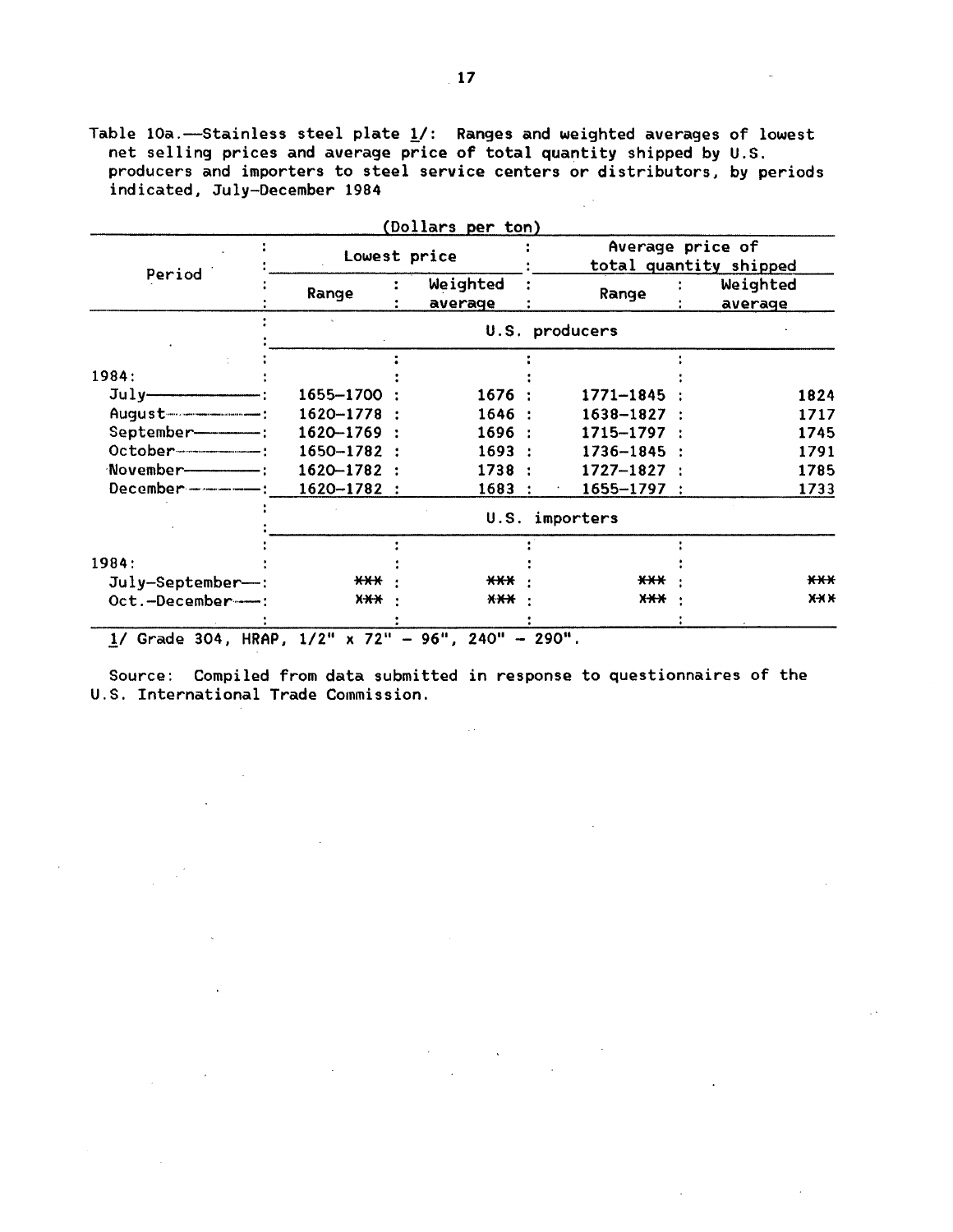Table 10a.—Stainless steel plate 1/: Ranges and weighted averages of lowest net selling prices and average price of total quantity shipped by U.S. producers and importers to steel service centers or distributors, by periods indicated, July-December 1984

(Dollars per ton)

| Period | Lowest price | | Average price of total quantity shipped | |
|---|---|---|---|---|
| | Range | Weighted average | Range | Weighted average |
| | U.S. producers | | | |
| 1984: | | | | |
| July | 1655-1700 | 1676 | 1771-1845 | 1824 |
| August | 1620-1778 | 1646 | 1638-1827 | 1717 |
| September | 1620-1769 | 1696 | 1715-1797 | 1745 |
| October | 1650-1782 | 1693 | 1736-1845 | 1791 |
| November | 1620-1782 | 1738 | 1727-1827 | 1785 |
| December | 1620-1782 | 1683 | 1655-1797 | 1733 |
| | U.S. importers | | | |
| 1984: | | | | |
| July-September | *** | *** | *** | *** |
| Oct.-December | *** | *** | *** | *** |

1/ Grade 304, HRAP, 1/2" x 72" - 96", 240" - 290".

Source: Compiled from data submitted in response to questionnaires of the U.S. International Trade Commission.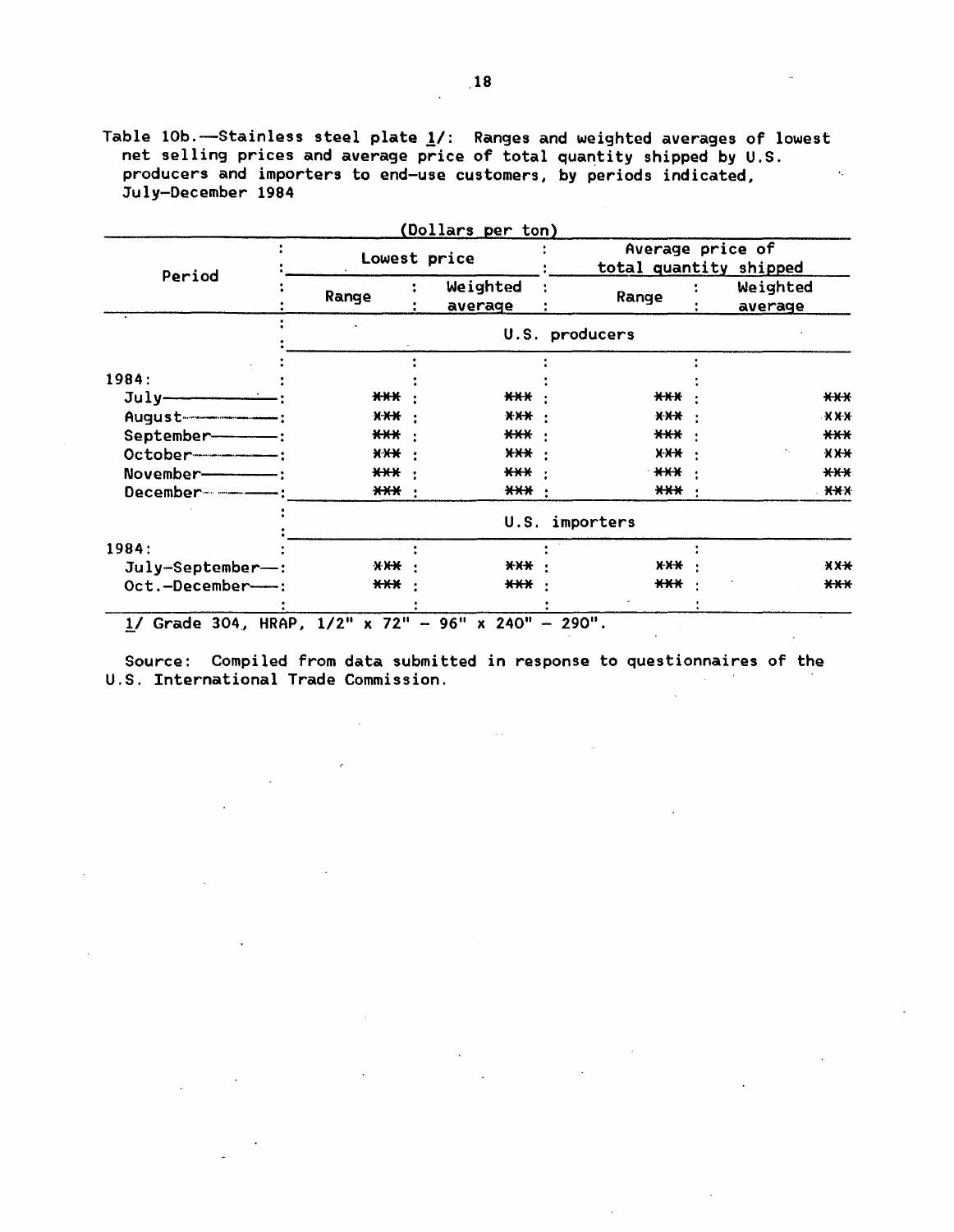Table 10b.—Stainless steel plate 1/: Ranges and weighted averages of lowest net selling prices and average price of total quantity shipped by U.S. producers and importers to end-use customers, by periods indicated, July-December 1984

(Dollars per ton)

| Period | Lowest price | | Average price of total quantity shipped | |
|---|---|---|---|---|
| | Range | Weighted average | Range | Weighted average |
| | U.S. producers | | | |
| 1984: | | | | |
| July | *** | *** | *** | *** |
| August | *** | *** | *** | *** |
| September | *** | *** | *** | *** |
| October | *** | *** | *** | *** |
| November | *** | *** | *** | *** |
| December | *** | *** | *** | *** |
| | U.S. importers | | | |
| 1984: | | | | |
| July-September | *** | *** | *** | *** |
| Oct.-December | *** | *** | *** | *** |

1/ Grade 304, HRAP, 1/2" x 72" - 96" x 240" - 290".

Source: Compiled from data submitted in response to questionnaires of the U.S. International Trade Commission.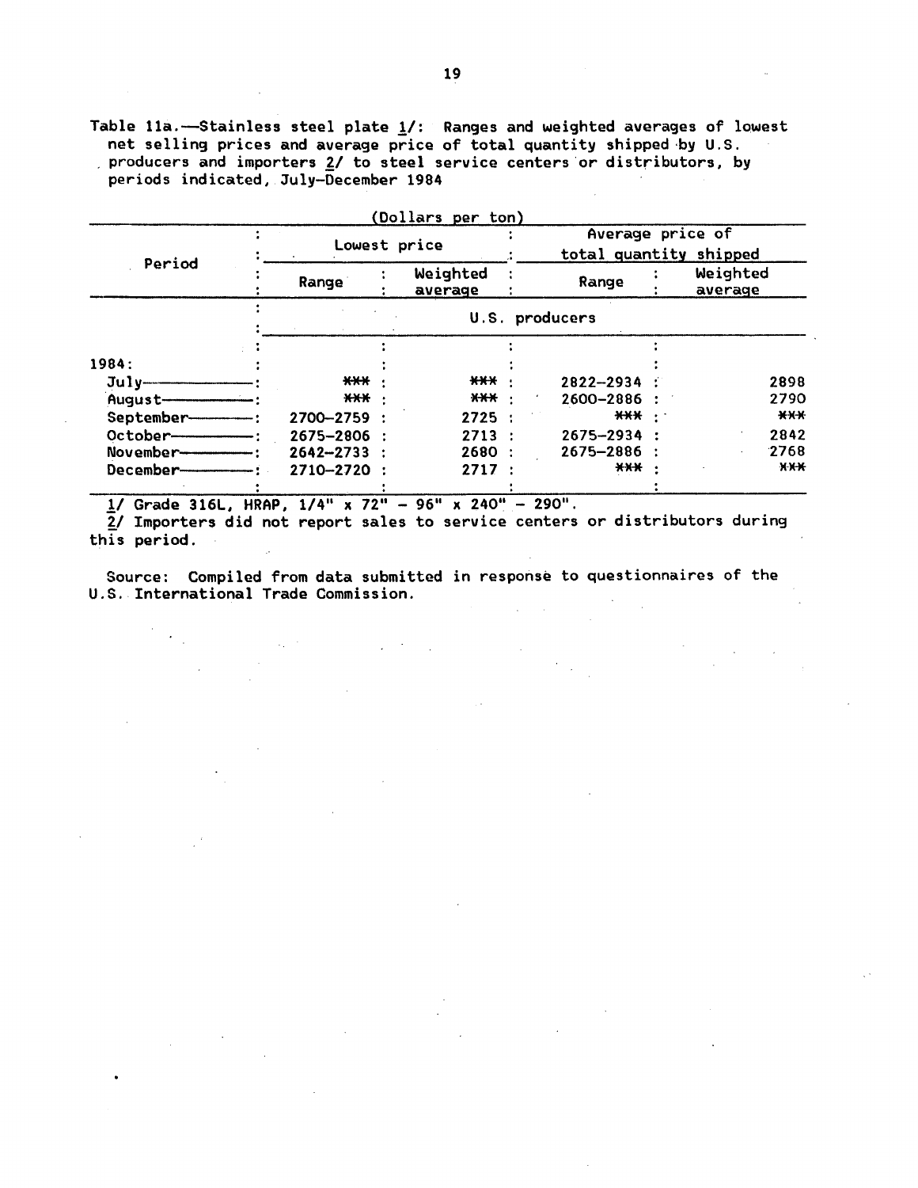Table 11a.—Stainless steel plate 1/: Ranges and weighted averages of lowest net selling prices and average price of total quantity shipped by U.S. producers and importers 2/ to steel service centers or distributors, by periods indicated, July-December 1984

(Dollars per ton)

| Period | Lowest price | | Average price of total quantity shipped | |
|---|---|---|---|---|
| | Range | Weighted average | Range | Weighted average |
| | U.S. producers | | | |
| 1984: | | | | |
| July | *** | *** | 2822-2934 | 2898 |
| August | *** | *** | 2600-2886 | 2790 |
| September | 2700-2759 | 2725 | *** | *** |
| October | 2675-2806 | 2713 | 2675-2934 | 2842 |
| November | 2642-2733 | 2680 | 2675-2886 | 2768 |
| December | 2710-2720 | 2717 | *** | *** |

1/ Grade 316L, HRAP, 1/4" x 72" - 96" x 240" - 290".

2/ Importers did not report sales to service centers or distributors during this period.

Source: Compiled from data submitted in response to questionnaires of the U.S. International Trade Commission.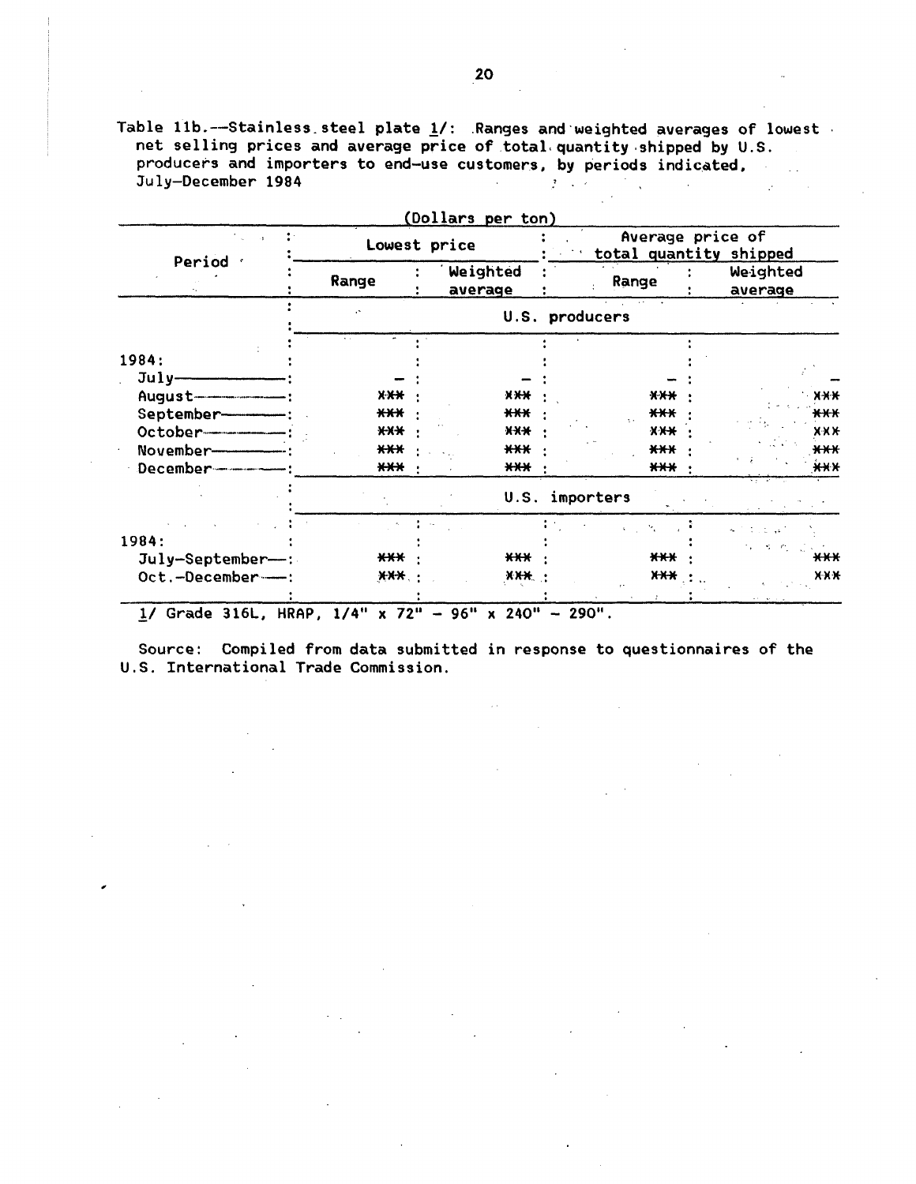Table 11b.--Stainless steel plate 1/: Ranges and weighted averages of lowest net selling prices and average price of total quantity shipped by U.S. producers and importers to end-use customers, by periods indicated, July-December 1984

(Dollars per ton)

| Period | Lowest price | | Average price of total quantity shipped | |
|---|---|---|---|---|
| | Range | Weighted average | Range | Weighted average |
| | U.S. producers | | | |
| 1984: | | | | |
| July | - | - | - | - |
| August | *** | *** | *** | *** |
| September | *** | *** | *** | *** |
| October | *** | *** | *** | *** |
| November | *** | *** | *** | *** |
| December | *** | *** | *** | *** |
| | U.S. importers | | | |
| 1984: | | | | |
| July-September | *** | *** | *** | *** |
| Oct.-December | *** | *** | *** | *** |

1/ Grade 316L, HRAP, 1/4" x 72" - 96" x 240" - 290".

Source: Compiled from data submitted in response to questionnaires of the U.S. International Trade Commission.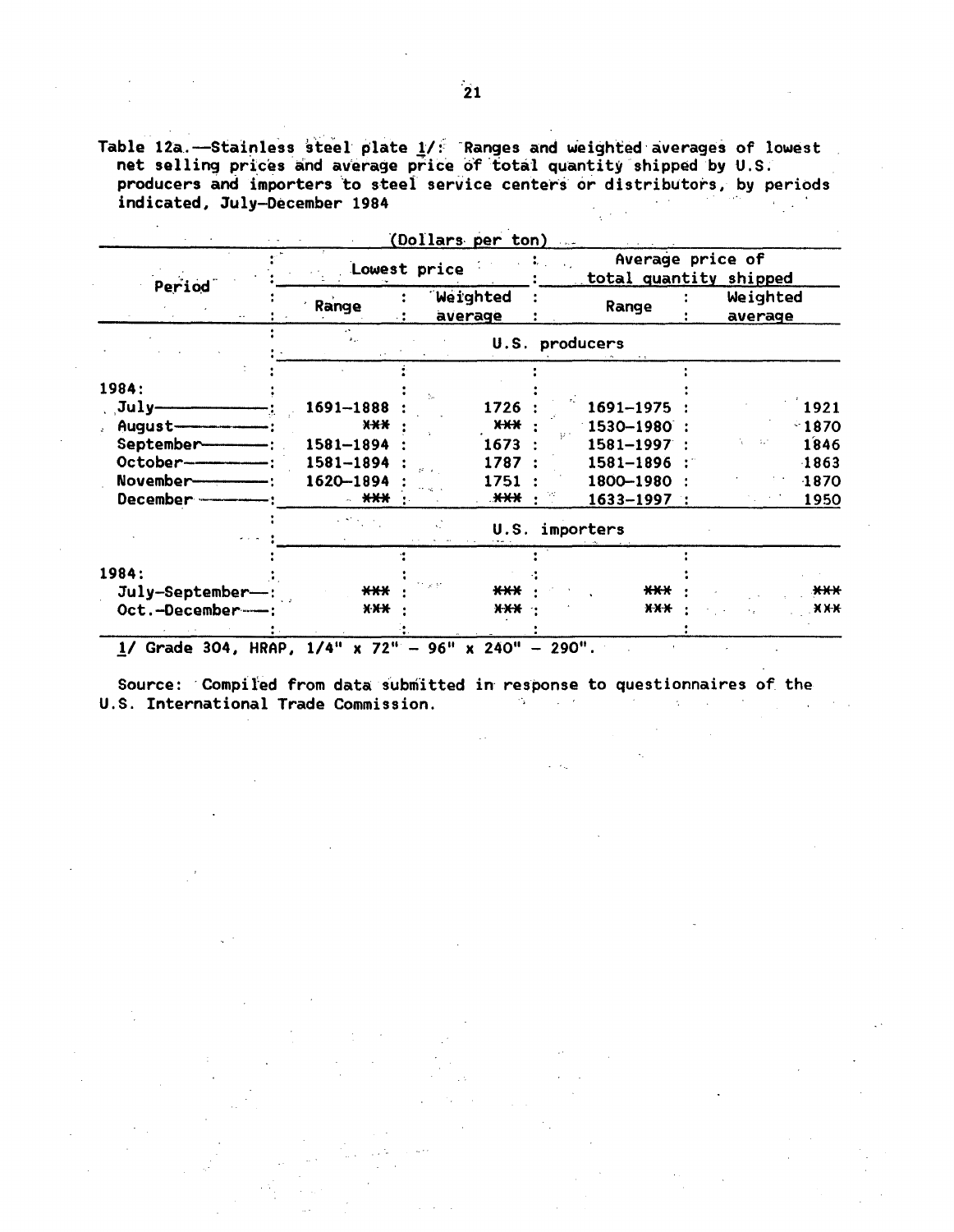Table 12a.—Stainless steel plate 1/: Ranges and weighted averages of lowest net selling prices and average price of total quantity shipped by U.S. producers and importers to steel service centers or distributors, by periods indicated, July–December 1984

(Dollars per ton)

| Period | Lowest price | | Average price of total quantity shipped | |
|---|---|---|---|---|
| | Range | Weighted average | Range | Weighted average |
| | U.S. producers | | | |
| 1984: | | | | |
| July | 1691–1888 | 1726 | 1691–1975 | 1921 |
| August | *** | *** | 1530–1980 | 1870 |
| September | 1581–1894 | 1673 | 1581–1997 | 1846 |
| October | 1581–1894 | 1787 | 1581–1896 | 1863 |
| November | 1620–1894 | 1751 | 1800–1980 | 1870 |
| December | *** | *** | 1633–1997 | 1950 |
| | U.S. importers | | | |
| 1984: | | | | |
| July–September | *** | *** | *** | *** |
| Oct.–December | *** | *** | *** | *** |

1/ Grade 304, HRAP, 1/4" x 72" – 96" x 240" – 290".

Source: Compiled from data submitted in response to questionnaires of the U.S. International Trade Commission.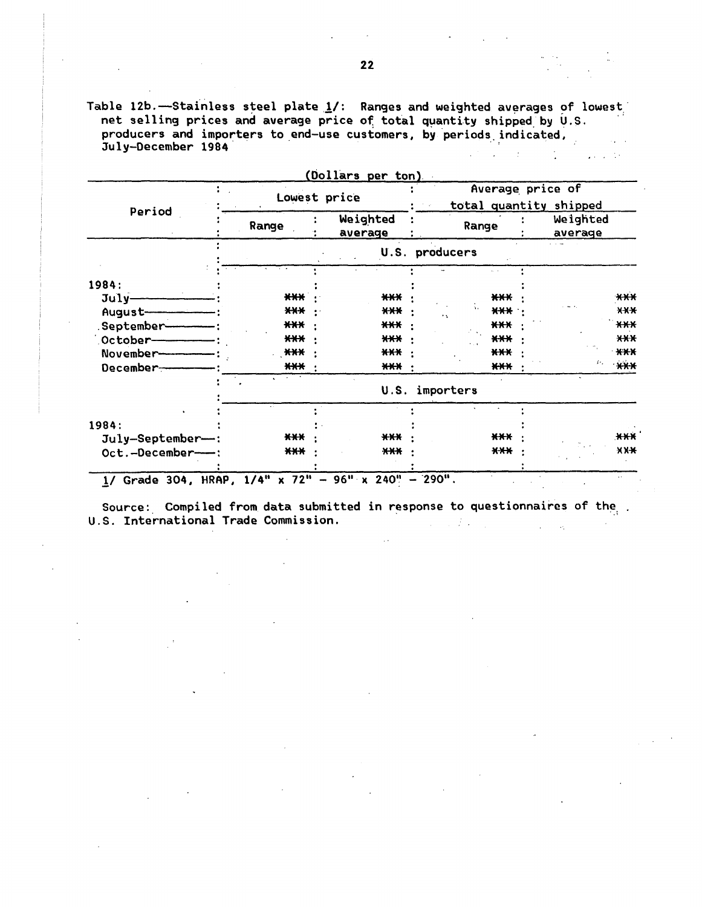Table 12b.—Stainless steel plate 1/: Ranges and weighted averages of lowest net selling prices and average price of total quantity shipped by U.S. producers and importers to end-use customers, by periods indicated, July–December 1984

(Dollars per ton)

| Period | Lowest price | | Average price of total quantity shipped | |
|---|---|---|---|---|
| | Range | Weighted average | Range | Weighted average |
| | U.S. producers | | | |
| 1984: | | | | |
| July | *** | *** | *** | *** |
| August | *** | *** | *** | *** |
| September | *** | *** | *** | *** |
| October | *** | *** | *** | *** |
| November | *** | *** | *** | *** |
| December | *** | *** | *** | *** |
| | U.S. importers | | | |
| 1984: | | | | |
| July–September | *** | *** | *** | *** |
| Oct.–December | *** | *** | *** | *** |

1/ Grade 304, HRAP, 1/4" x 72" – 96" x 240" – 290".

Source: Compiled from data submitted in response to questionnaires of the U.S. International Trade Commission.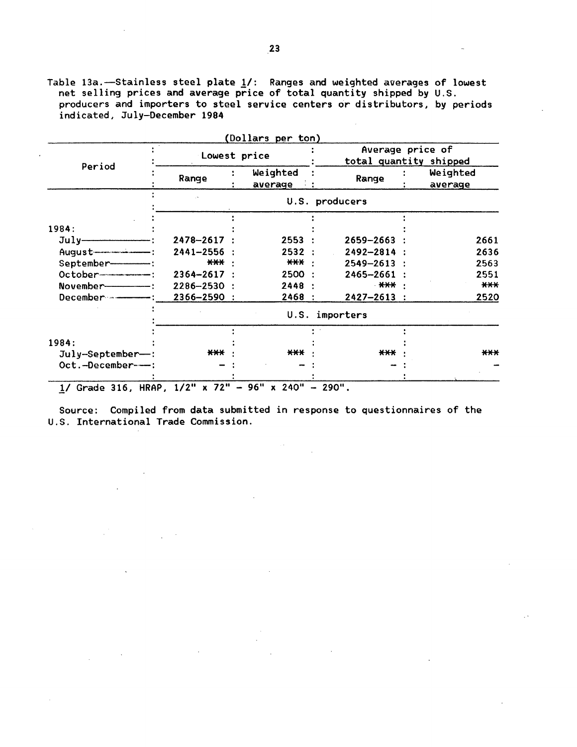Table 13a.—Stainless steel plate 1/: Ranges and weighted averages of lowest net selling prices and average price of total quantity shipped by U.S. producers and importers to steel service centers or distributors, by periods indicated, July-December 1984

(Dollars per ton)

| Period | Lowest price | | Average price of total quantity shipped | |
|---|---|---|---|---|
| | Range | Weighted average | Range | Weighted average |
| | U.S. producers | | | |
| 1984: | | | | |
| July | 2478-2617 | 2553 | 2659-2663 | 2661 |
| August | 2441-2556 | 2532 | 2492-2814 | 2636 |
| September | *** | *** | 2549-2613 | 2563 |
| October | 2364-2617 | 2500 | 2465-2661 | 2551 |
| November | 2286-2530 | 2448 | *** | *** |
| December | 2366-2590 | 2468 | 2427-2613 | 2520 |
| | U.S. importers | | | |
| 1984: | | | | |
| July-September | *** | *** | *** | *** |
| Oct.-December | - | - | - | - |

1/ Grade 316, HRAP, 1/2" x 72" - 96" x 240" - 290".

Source: Compiled from data submitted in response to questionnaires of the U.S. International Trade Commission.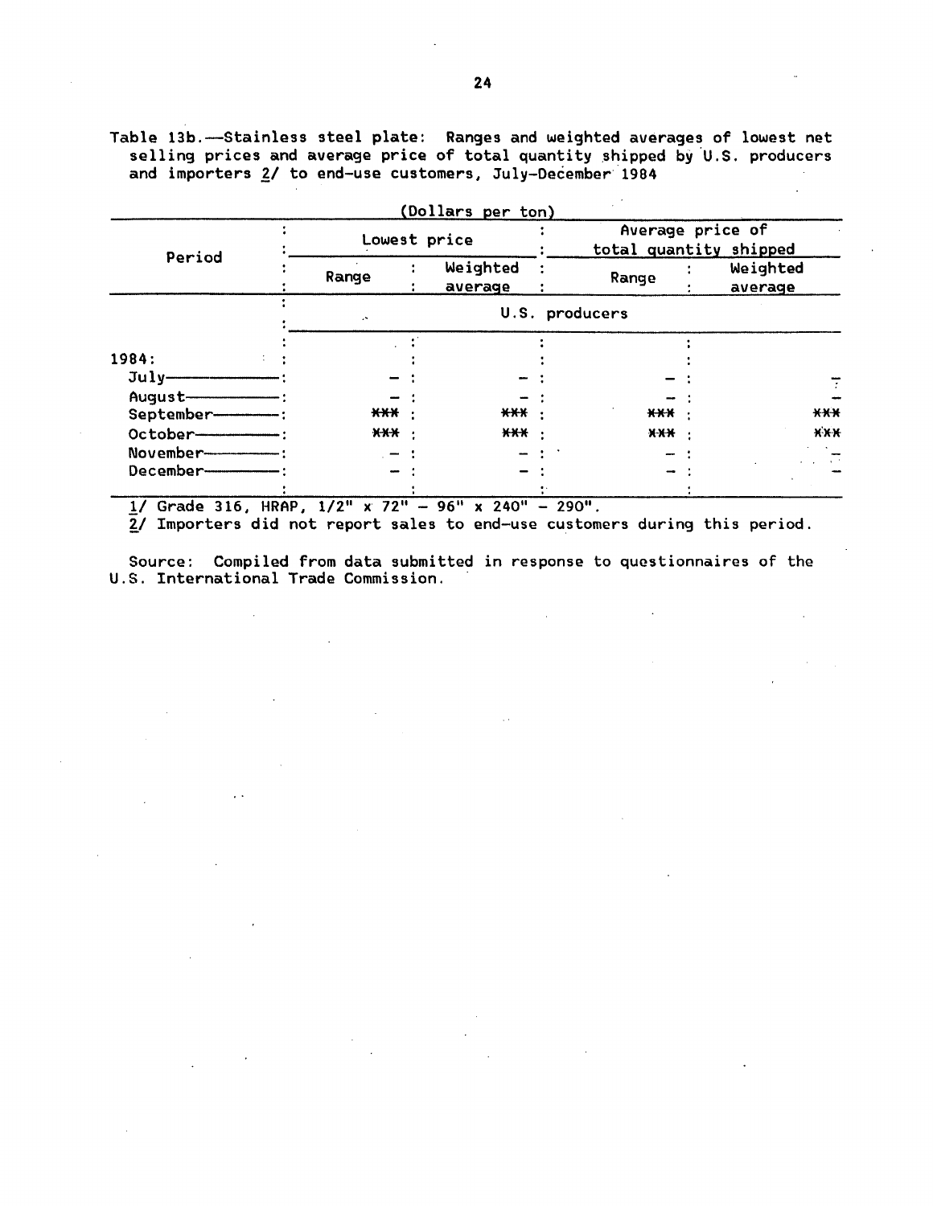Table 13b.—Stainless steel plate: Ranges and weighted averages of lowest net selling prices and average price of total quantity shipped by U.S. producers and importers 2/ to end-use customers, July-December 1984

(Dollars per ton)

| Period | Lowest price | | Average price of total quantity shipped | |
|---|---|---|---|---|
| | Range | Weighted average | Range | Weighted average |
| | U.S. producers | | | |
| 1984: | | | | |
| July | — | — | — | — |
| August | — | — | — | — |
| September | *** | *** | *** | *** |
| October | *** | *** | *** | *** |
| November | — | — | — | — |
| December | — | — | — | — |

1/ Grade 316, HRAP, 1/2" x 72" — 96" x 240" — 290".

2/ Importers did not report sales to end-use customers during this period.

Source: Compiled from data submitted in response to questionnaires of the U.S. International Trade Commission.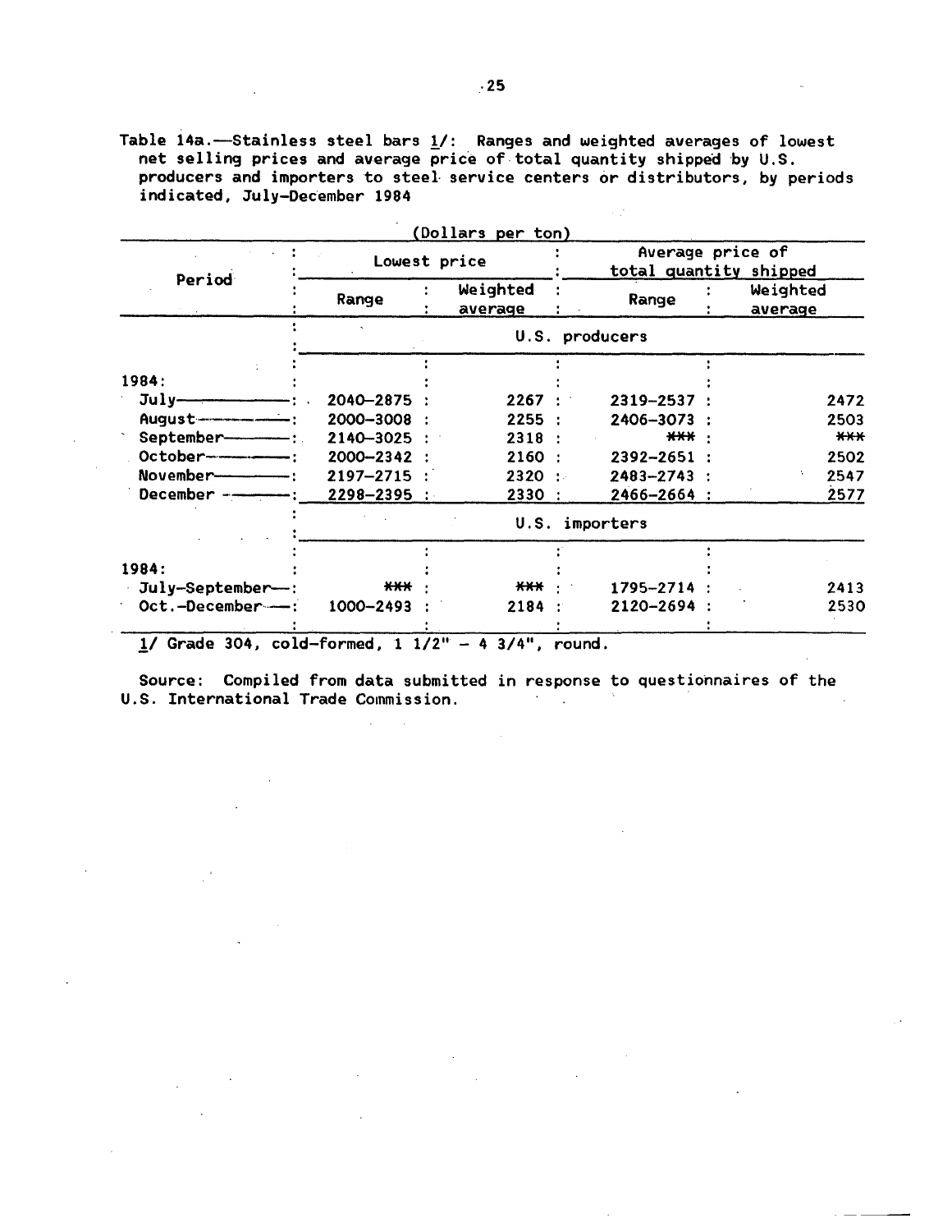Table 14a.—Stainless steel bars 1/: Ranges and weighted averages of lowest net selling prices and average price of total quantity shipped by U.S. producers and importers to steel service centers or distributors, by periods indicated, July-December 1984

(Dollars per ton)

| Period | Lowest price | | Average price of total quantity shipped | |
|---|---|---|---|---|
| | Range | Weighted average | Range | Weighted average |
| | U.S. producers | | | |
| 1984: | | | | |
| July | 2040-2875 | 2267 | 2319-2537 | 2472 |
| August | 2000-3008 | 2255 | 2406-3073 | 2503 |
| September | 2140-3025 | 2318 | *** | *** |
| October | 2000-2342 | 2160 | 2392-2651 | 2502 |
| November | 2197-2715 | 2320 | 2483-2743 | 2547 |
| December | 2298-2395 | 2330 | 2466-2664 | 2577 |
| | U.S. importers | | | |
| 1984: | | | | |
| July-September | *** | *** | 1795-2714 | 2413 |
| Oct.-December | 1000-2493 | 2184 | 2120-2694 | 2530 |

1/ Grade 304, cold-formed, 1 1/2" - 4 3/4", round.

Source: Compiled from data submitted in response to questionnaires of the U.S. International Trade Commission.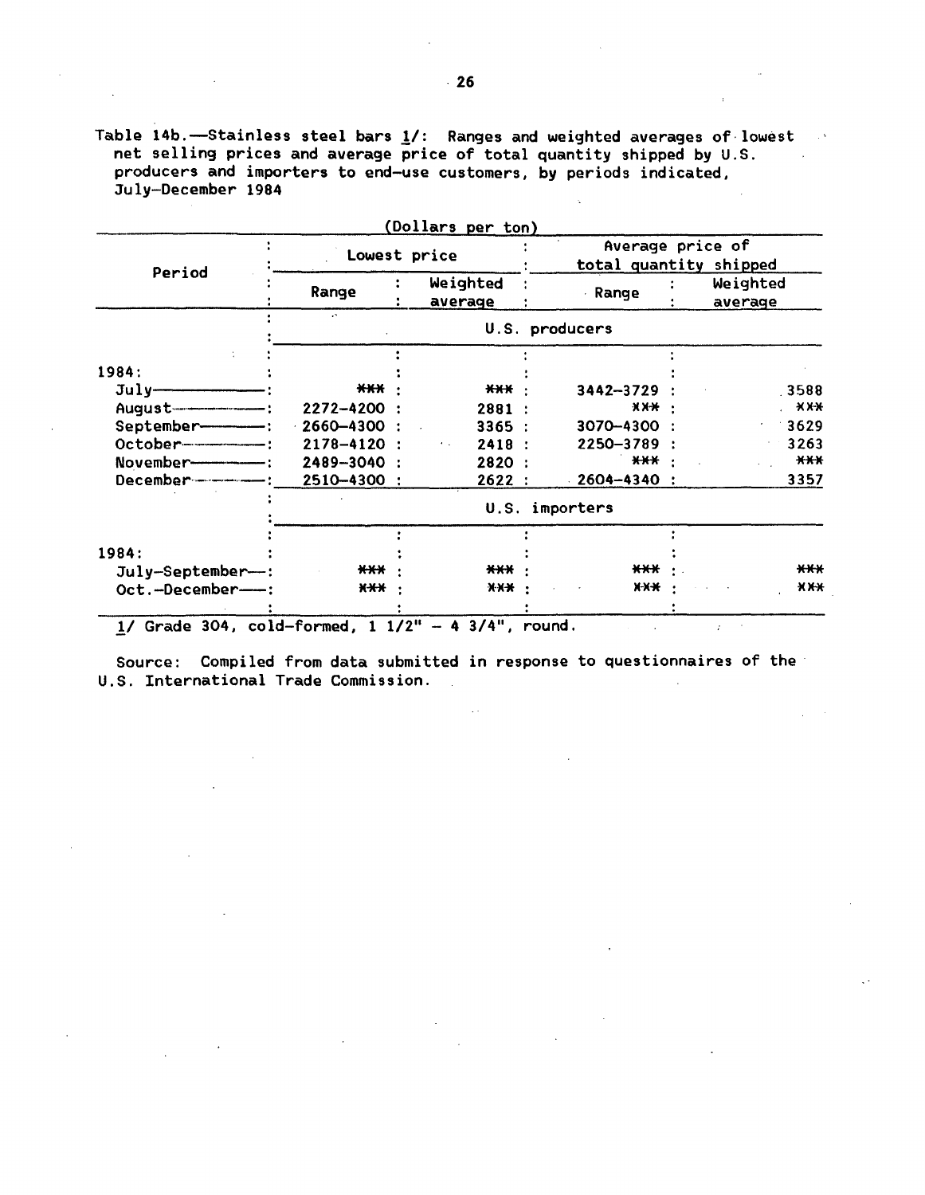Table 14b.—Stainless steel bars 1/: Ranges and weighted averages of lowest net selling prices and average price of total quantity shipped by U.S. producers and importers to end-use customers, by periods indicated, July-December 1984

(Dollars per ton)

| Period | Lowest price | | Average price of total quantity shipped | |
|---|---|---|---|---|
| | Range | Weighted average | Range | Weighted average |
| | U.S. producers | | | |
| 1984: | | | | |
| July | *** | *** | 3442-3729 | 3588 |
| August | 2272-4200 | 2881 | *** | *** |
| September | 2660-4300 | 3365 | 3070-4300 | 3629 |
| October | 2178-4120 | 2418 | 2250-3789 | 3263 |
| November | 2489-3040 | 2820 | *** | *** |
| December | 2510-4300 | 2622 | 2604-4340 | 3357 |
| | U.S. importers | | | |
| 1984: | | | | |
| July-September | *** | *** | *** | *** |
| Oct.-December | *** | *** | *** | *** |

1/ Grade 304, cold-formed, 1 1/2" - 4 3/4", round.

Source: Compiled from data submitted in response to questionnaires of the U.S. International Trade Commission.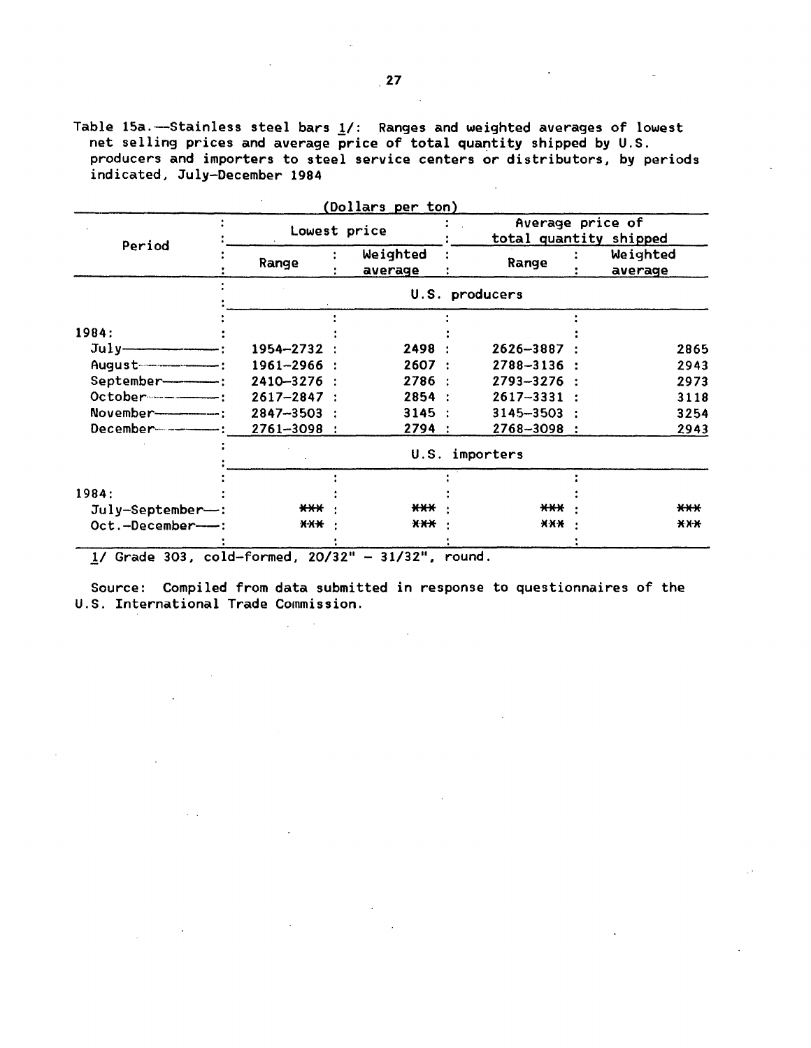Table 15a.—Stainless steel bars 1/: Ranges and weighted averages of lowest net selling prices and average price of total quantity shipped by U.S. producers and importers to steel service centers or distributors, by periods indicated, July–December 1984

(Dollars per ton)

| Period | Lowest price | | Average price of total quantity shipped | |
|---|---|---|---|---|
| | Range | Weighted average | Range | Weighted average |
| | U.S. producers | | | |
| 1984: | | | | |
| July | 1954–2732 | 2498 | 2626–3887 | 2865 |
| August | 1961–2966 | 2607 | 2788–3136 | 2943 |
| September | 2410–3276 | 2786 | 2793–3276 | 2973 |
| October | 2617–2847 | 2854 | 2617–3331 | 3118 |
| November | 2847–3503 | 3145 | 3145–3503 | 3254 |
| December | 2761–3098 | 2794 | 2768–3098 | 2943 |
| | U.S. importers | | | |
| 1984: | | | | |
| July–September | *** | *** | *** | *** |
| Oct.–December | *** | *** | *** | *** |

1/ Grade 303, cold-formed, 20/32" – 31/32", round.

Source: Compiled from data submitted in response to questionnaires of the U.S. International Trade Commission.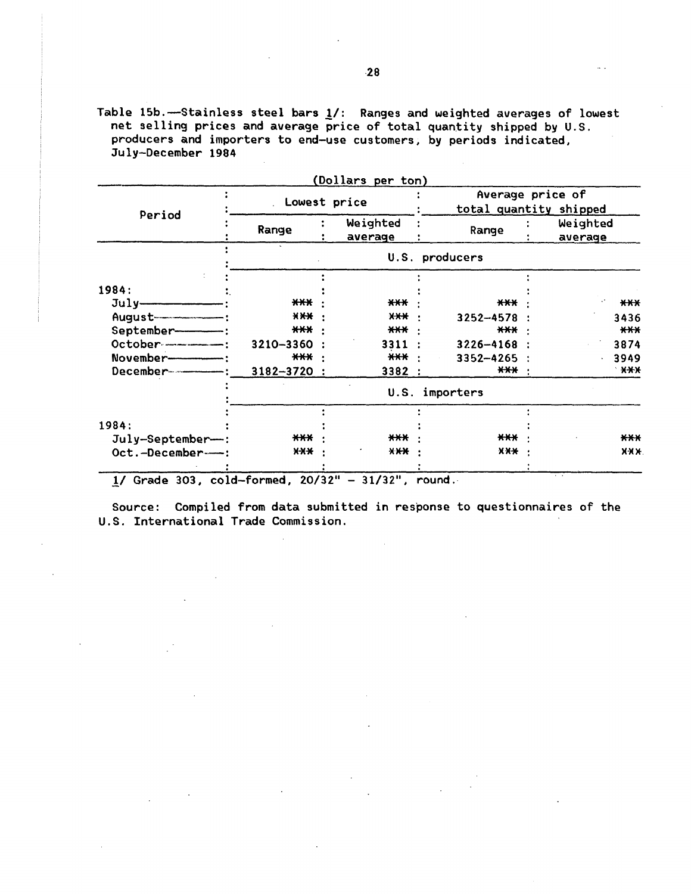Table 15b.—Stainless steel bars 1/: Ranges and weighted averages of lowest net selling prices and average price of total quantity shipped by U.S. producers and importers to end-use customers, by periods indicated, July-December 1984

(Dollars per ton)

| Period | Lowest price | | Average price of total quantity shipped | |
|---|---|---|---|---|
| | Range | Weighted average | Range | Weighted average |
| | U.S. producers | | | |
| 1984: | | | | |
| July | *** | *** | *** | *** |
| August | *** | *** | 3252-4578 | 3436 |
| September | *** | *** | *** | *** |
| October | 3210-3360 | 3311 | 3226-4168 | 3874 |
| November | *** | *** | 3352-4265 | 3949 |
| December | 3182-3720 | 3382 | *** | *** |
| | U.S. importers | | | |
| 1984: | | | | |
| July-September | *** | *** | *** | *** |
| Oct.-December | *** | *** | *** | *** |

1/ Grade 303, cold-formed, 20/32" - 31/32", round.

Source: Compiled from data submitted in response to questionnaires of the U.S. International Trade Commission.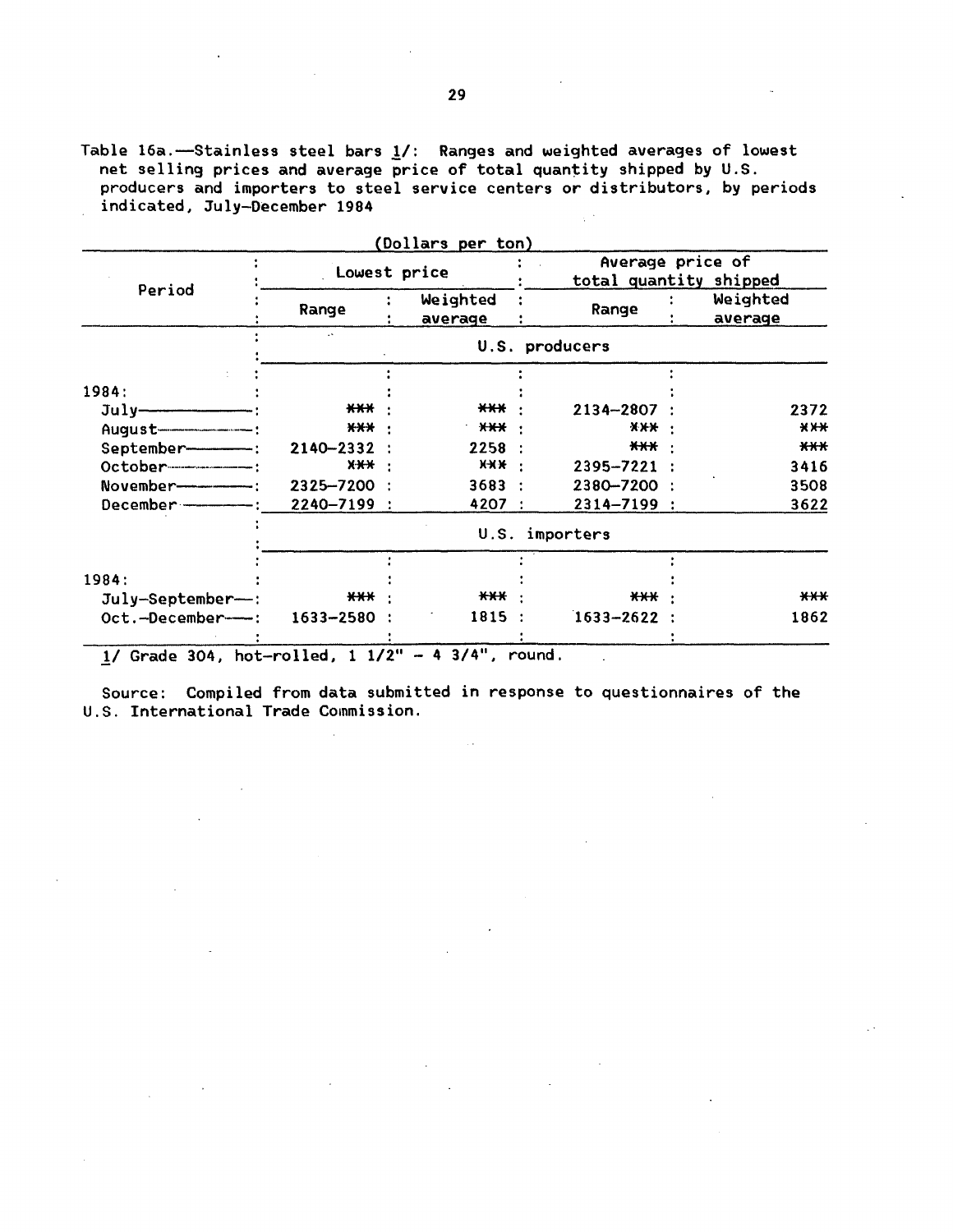Table 16a.—Stainless steel bars 1/: Ranges and weighted averages of lowest net selling prices and average price of total quantity shipped by U.S. producers and importers to steel service centers or distributors, by periods indicated, July–December 1984

(Dollars per ton)

| Period | Lowest price | | Average price of total quantity shipped | |
|---|---|---|---|---|
| | Range | Weighted average | Range | Weighted average |
| | U.S. producers | | | |
| 1984: | | | | |
| July | *** | *** | 2134–2807 | 2372 |
| August | *** | *** | *** | *** |
| September | 2140–2332 | 2258 | *** | *** |
| October | *** | *** | 2395–7221 | 3416 |
| November | 2325–7200 | 3683 | 2380–7200 | 3508 |
| December | 2240–7199 | 4207 | 2314–7199 | 3622 |
| | U.S. importers | | | |
| 1984: | | | | |
| July–September | *** | *** | *** | *** |
| Oct.–December | 1633–2580 | 1815 | 1633–2622 | 1862 |

1/ Grade 304, hot-rolled, 1 1/2" - 4 3/4", round.

Source: Compiled from data submitted in response to questionnaires of the U.S. International Trade Commission.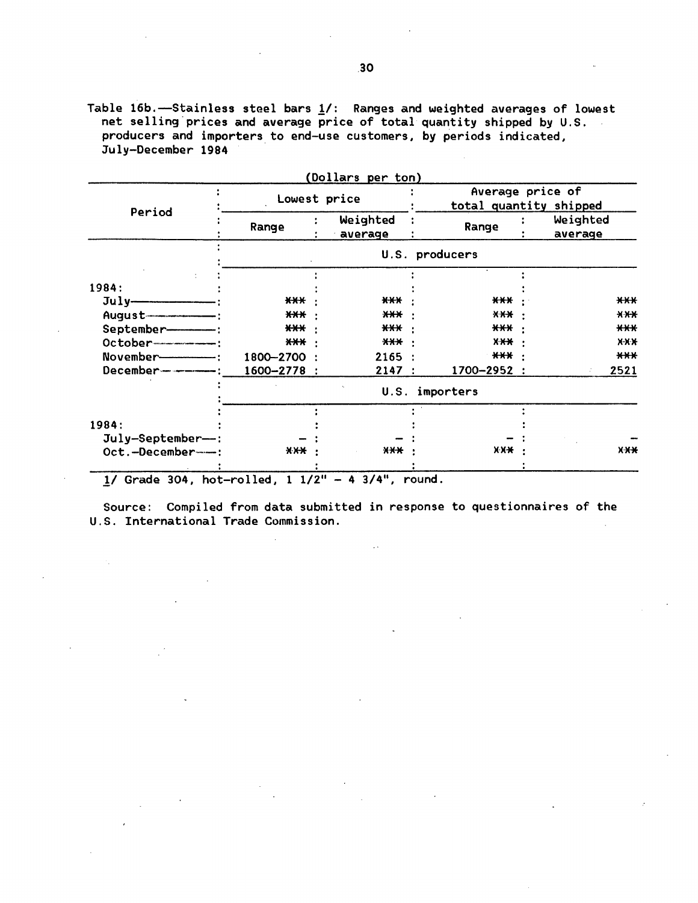Table 16b.—Stainless steel bars 1/: Ranges and weighted averages of lowest net selling prices and average price of total quantity shipped by U.S. producers and importers to end-use customers, by periods indicated, July-December 1984

(Dollars per ton)

| Period | Lowest price | | Average price of total quantity shipped | |
|---|---|---|---|---|
| | Range | Weighted average | Range | Weighted average |
| | U.S. producers | | | |
| 1984: | | | | |
| July | *** | *** | *** | *** |
| August | *** | *** | *** | *** |
| September | *** | *** | *** | *** |
| October | *** | *** | *** | *** |
| November | 1800-2700 | 2165 | *** | *** |
| December | 1600-2778 | 2147 | 1700-2952 | 2521 |
| | U.S. importers | | | |
| 1984: | | | | |
| July-September | - | - | - | - |
| Oct.-December | *** | *** | *** | *** |

1/ Grade 304, hot-rolled, 1 1/2" - 4 3/4", round.

Source: Compiled from data submitted in response to questionnaires of the U.S. International Trade Commission.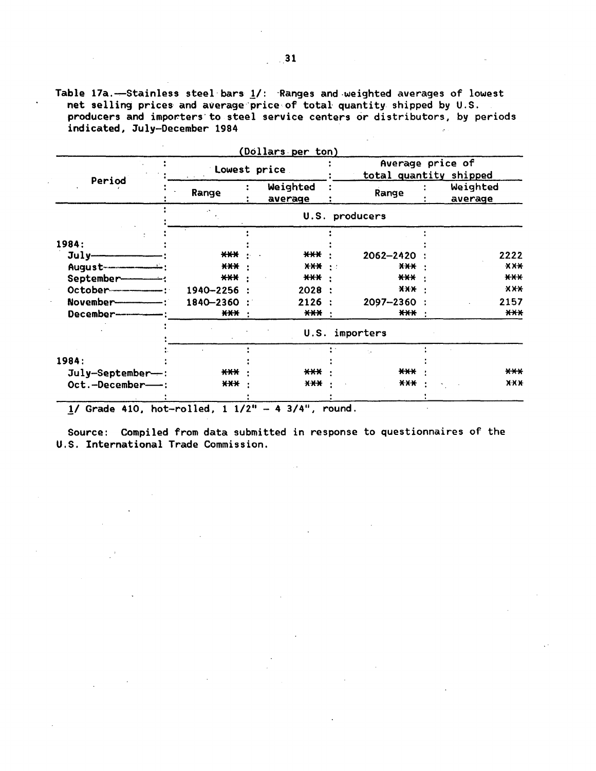Table 17a.—Stainless steel bars 1/: Ranges and weighted averages of lowest net selling prices and average price of total quantity shipped by U.S. producers and importers to steel service centers or distributors, by periods indicated, July–December 1984

(Dollars per ton)

| Period | Lowest price | | Average price of total quantity shipped | |
|---|---|---|---|---|
| | Range | Weighted average | Range | Weighted average |
| | U.S. producers | | | |
| 1984: | | | | |
| July | *** | *** | 2062–2420 | 2222 |
| August | *** | *** | *** | *** |
| September | *** | *** | *** | *** |
| October | 1940–2256 | 2028 | *** | *** |
| November | 1840–2360 | 2126 | 2097–2360 | 2157 |
| December | *** | *** | *** | *** |
| | U.S. importers | | | |
| 1984: | | | | |
| July–September | *** | *** | *** | *** |
| Oct.–December | *** | *** | *** | *** |

1/ Grade 410, hot-rolled, 1 1/2" – 4 3/4", round.

Source: Compiled from data submitted in response to questionnaires of the U.S. International Trade Commission.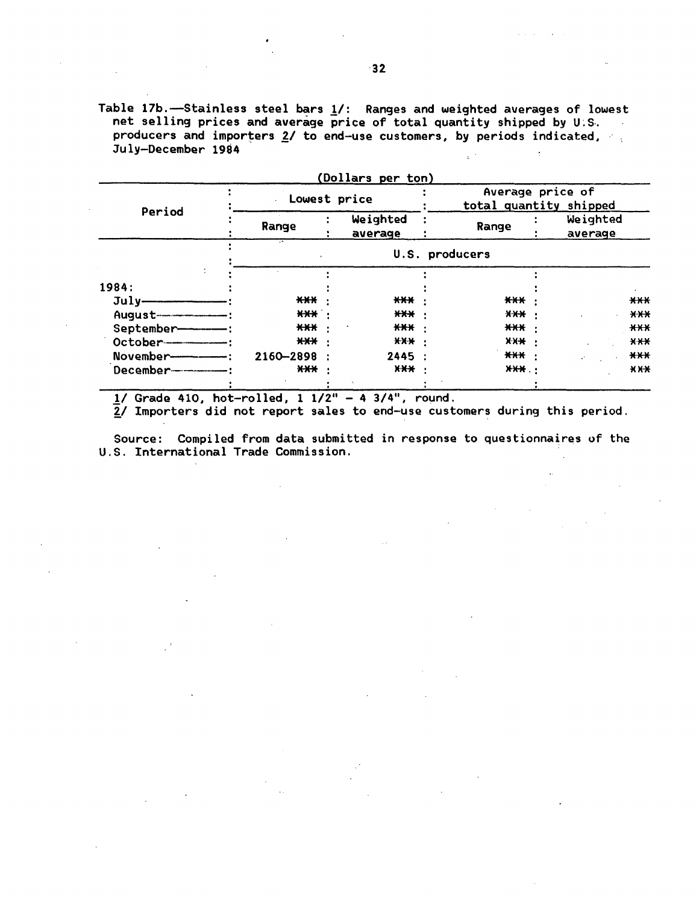Table 17b.—Stainless steel bars 1/: Ranges and weighted averages of lowest net selling prices and average price of total quantity shipped by U.S. producers and importers 2/ to end-use customers, by periods indicated, July–December 1984

(Dollars per ton)

| Period | Lowest price | | Average price of total quantity shipped | |
|---|---|---|---|---|
| | Range | Weighted average | Range | Weighted average |
| | U.S. producers | | | |
| 1984: | | | | |
| July | *** | *** | *** | *** |
| August | *** | *** | *** | *** |
| September | *** | *** | *** | *** |
| October | *** | *** | *** | *** |
| November | 2160–2898 | 2445 | *** | *** |
| December | *** | *** | *** | *** |

1/ Grade 410, hot-rolled, 1 1/2" – 4 3/4", round.

2/ Importers did not report sales to end-use customers during this period.

Source: Compiled from data submitted in response to questionnaires of the U.S. International Trade Commission.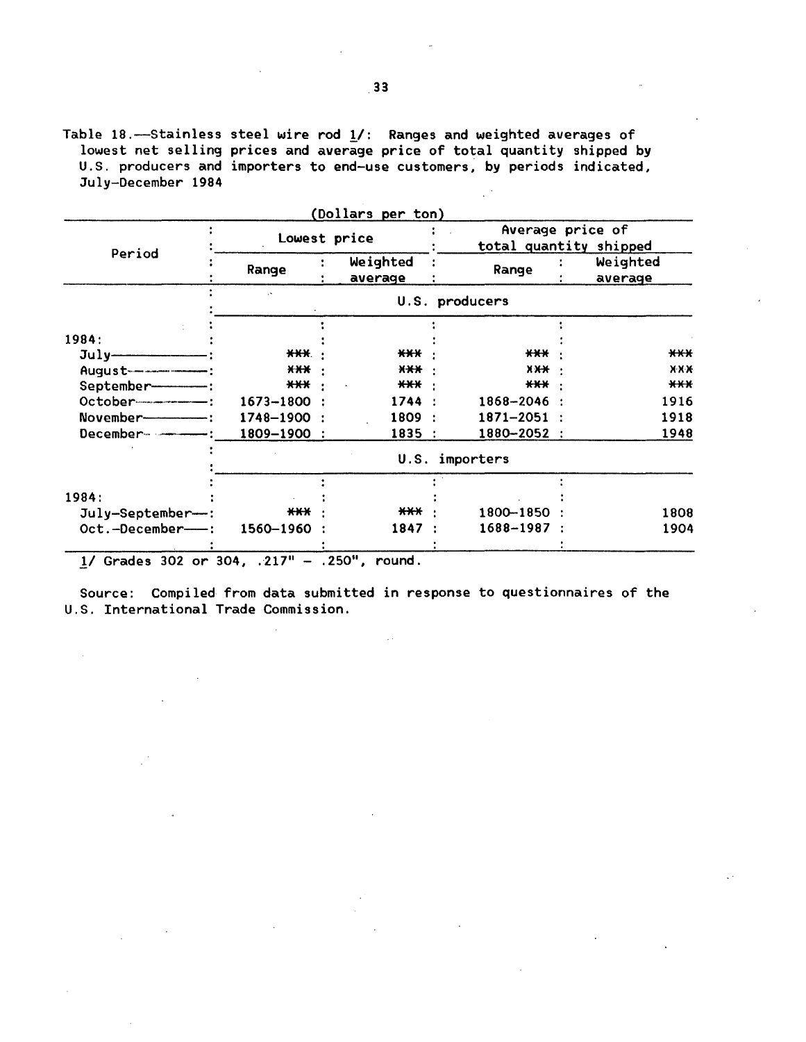Table 18.—Stainless steel wire rod 1/: Ranges and weighted averages of lowest net selling prices and average price of total quantity shipped by U.S. producers and importers to end-use customers, by periods indicated, July–December 1984

(Dollars per ton)

| Period | Lowest price | | Average price of total quantity shipped | |
|---|---|---|---|---|
| | Range | Weighted average | Range | Weighted average |
| | U.S. producers | | | |
| 1984: | | | | |
| July | *** | *** | *** | *** |
| August | *** | *** | *** | *** |
| September | *** | *** | *** | *** |
| October | 1673–1800 | 1744 | 1868–2046 | 1916 |
| November | 1748–1900 | 1809 | 1871–2051 | 1918 |
| December | 1809–1900 | 1835 | 1880–2052 | 1948 |
| | U.S. importers | | | |
| 1984: | | | | |
| July–September | *** | *** | 1800–1850 | 1808 |
| Oct.–December | 1560–1960 | 1847 | 1688–1987 | 1904 |

1/ Grades 302 or 304, .217" – .250", round.

Source: Compiled from data submitted in response to questionnaires of the U.S. International Trade Commission.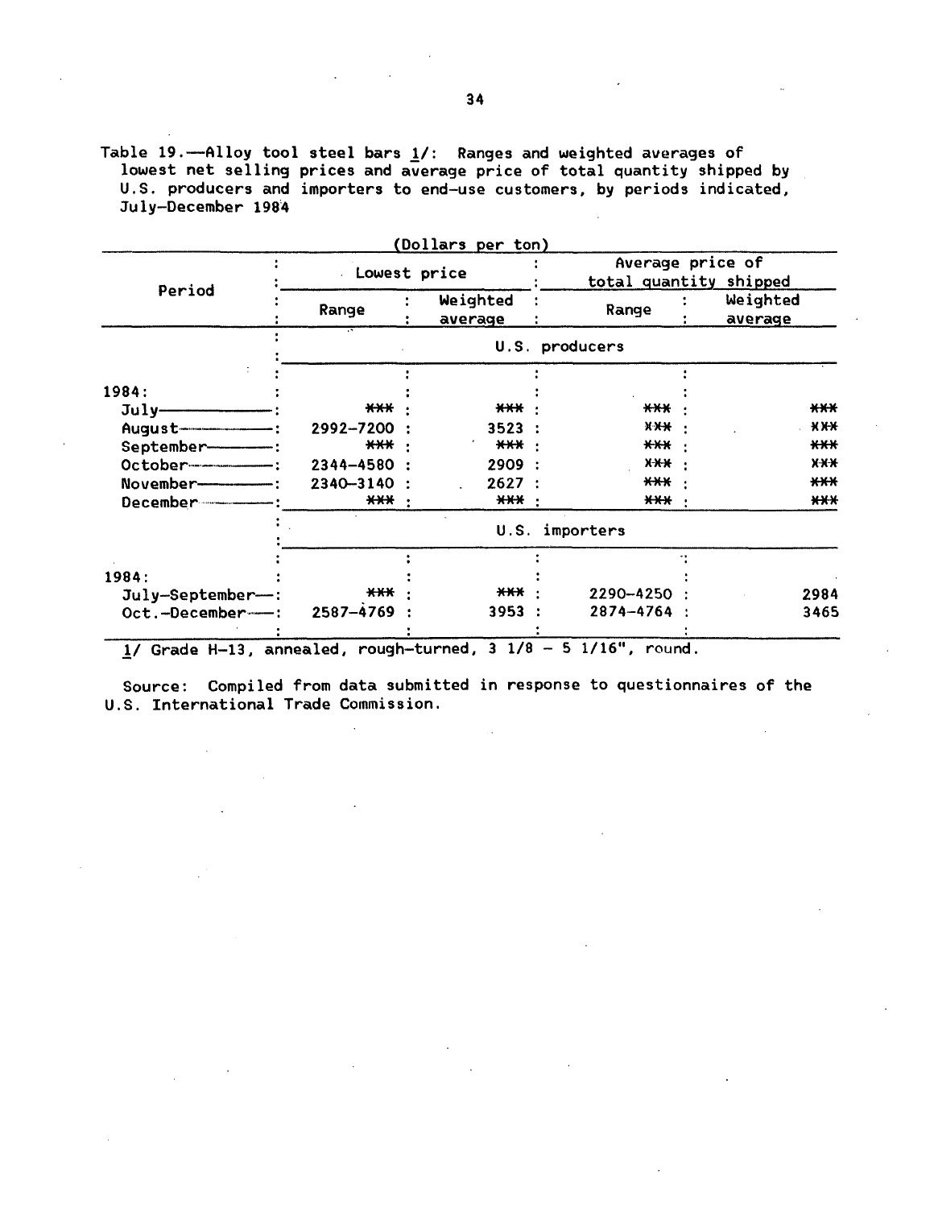Table 19.—Alloy tool steel bars 1/: Ranges and weighted averages of lowest net selling prices and average price of total quantity shipped by U.S. producers and importers to end-use customers, by periods indicated, July-December 1984

(Dollars per ton)

| Period | Lowest price | | Average price of total quantity shipped | |
|---|---|---|---|---|
| | Range | Weighted average | Range | Weighted average |
| | U.S. producers | | | |
| 1984: | | | | |
| July | *** | *** | *** | *** |
| August | 2992-7200 | 3523 | *** | *** |
| September | *** | *** | *** | *** |
| October | 2344-4580 | 2909 | *** | *** |
| November | 2340-3140 | 2627 | *** | *** |
| December | *** | *** | *** | *** |
| | U.S. importers | | | |
| 1984: | | | | |
| July-September | *** | *** | 2290-4250 | 2984 |
| Oct.-December | 2587-4769 | 3953 | 2874-4764 | 3465 |

1/ Grade H-13, annealed, rough-turned, 3 1/8 - 5 1/16", round.

Source: Compiled from data submitted in response to questionnaires of the U.S. International Trade Commission.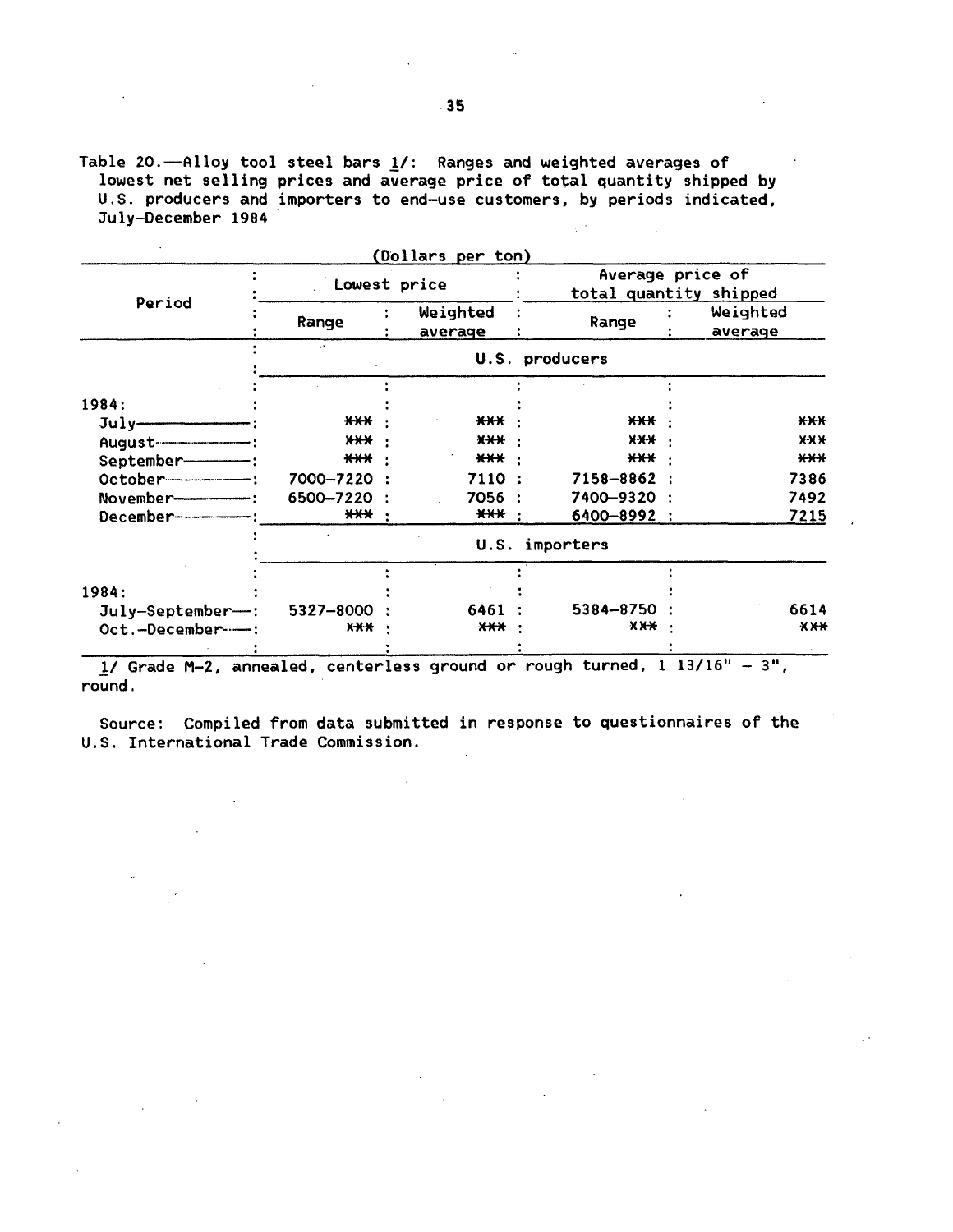Table 20.—Alloy tool steel bars 1/: Ranges and weighted averages of lowest net selling prices and average price of total quantity shipped by U.S. producers and importers to end-use customers, by periods indicated, July-December 1984

(Dollars per ton)

| Period | Lowest price | | Average price of total quantity shipped | |
|---|---|---|---|---|
| | Range | Weighted average | Range | Weighted average |
| | U.S. producers | | | |
| 1984: | | | | |
| July | *** | *** | *** | *** |
| August | *** | *** | *** | *** |
| September | *** | *** | *** | *** |
| October | 7000-7220 | 7110 | 7158-8862 | 7386 |
| November | 6500-7220 | 7056 | 7400-9320 | 7492 |
| December | *** | *** | 6400-8992 | 7215 |
| | U.S. importers | | | |
| 1984: | | | | |
| July-September | 5327-8000 | 6461 | 5384-8750 | 6614 |
| Oct.-December | *** | *** | *** | *** |

1/ Grade M-2, annealed, centerless ground or rough turned, 1 13/16" - 3", round.

Source: Compiled from data submitted in response to questionnaires of the U.S. International Trade Commission.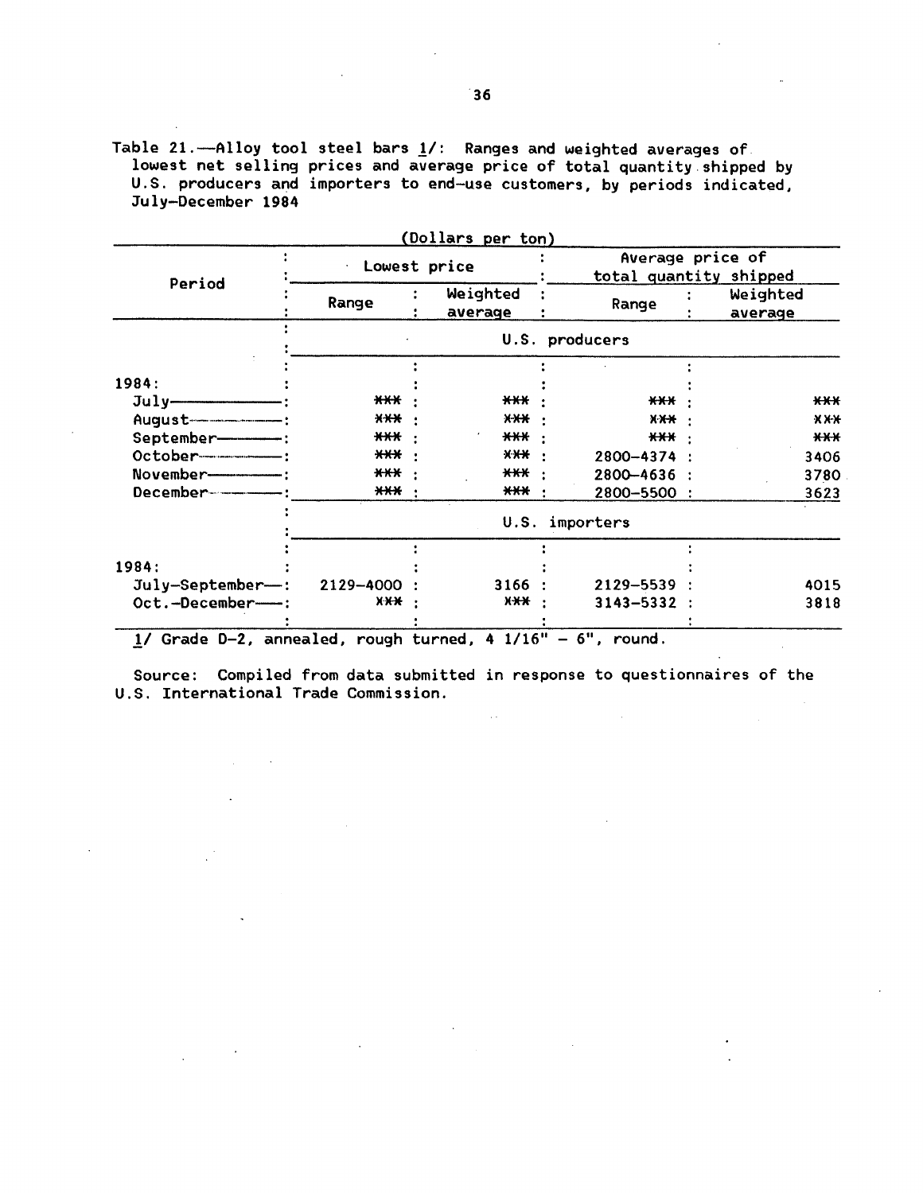Table 21.—Alloy tool steel bars 1/: Ranges and weighted averages of lowest net selling prices and average price of total quantity shipped by U.S. producers and importers to end-use customers, by periods indicated, July–December 1984

(Dollars per ton)

| Period | Lowest price | | Average price of total quantity shipped | |
|---|---|---|---|---|
| | Range | Weighted average | Range | Weighted average |
| | U.S. producers | | | |
| 1984: | | | | |
| July | *** | *** | *** | *** |
| August | *** | *** | *** | *** |
| September | *** | *** | *** | *** |
| October | *** | *** | 2800–4374 | 3406 |
| November | *** | *** | 2800–4636 | 3780 |
| December | *** | *** | 2800–5500 | 3623 |
| | U.S. importers | | | |
| 1984: | | | | |
| July–September | 2129–4000 | 3166 | 2129–5539 | 4015 |
| Oct.–December | *** | *** | 3143–5332 | 3818 |

1/ Grade D-2, annealed, rough turned, 4 1/16" – 6", round.

Source: Compiled from data submitted in response to questionnaires of the U.S. International Trade Commission.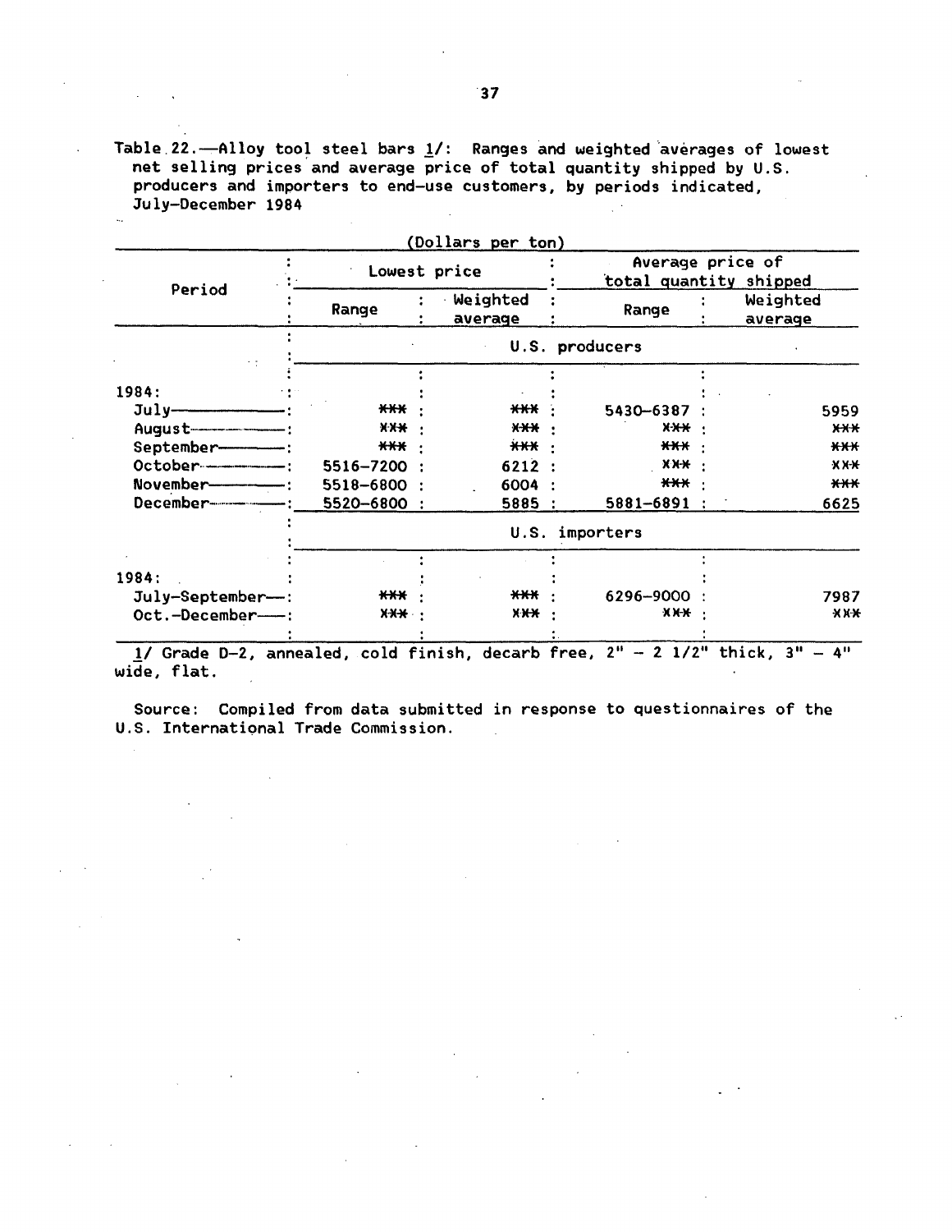Table 22.—Alloy tool steel bars 1/: Ranges and weighted averages of lowest net selling prices and average price of total quantity shipped by U.S. producers and importers to end-use customers, by periods indicated, July–December 1984

(Dollars per ton)

| Period | Lowest price | | Average price of total quantity shipped | |
|---|---|---|---|---|
| | Range | Weighted average | Range | Weighted average |
| | U.S. producers | | | |
| 1984: | | | | |
| July | *** | *** | 5430–6387 | 5959 |
| August | *** | *** | *** | *** |
| September | *** | *** | *** | *** |
| October | 5516–7200 | 6212 | *** | *** |
| November | 5518–6800 | 6004 | *** | *** |
| December | 5520–6800 | 5885 | 5881–6891 | 6625 |
| | U.S. importers | | | |
| 1984: | | | | |
| July–September | *** | *** | 6296–9000 | 7987 |
| Oct.–December | *** | *** | *** | *** |

1/ Grade D-2, annealed, cold finish, decarb free, 2" – 2 1/2" thick, 3" – 4" wide, flat.

Source: Compiled from data submitted in response to questionnaires of the U.S. International Trade Commission.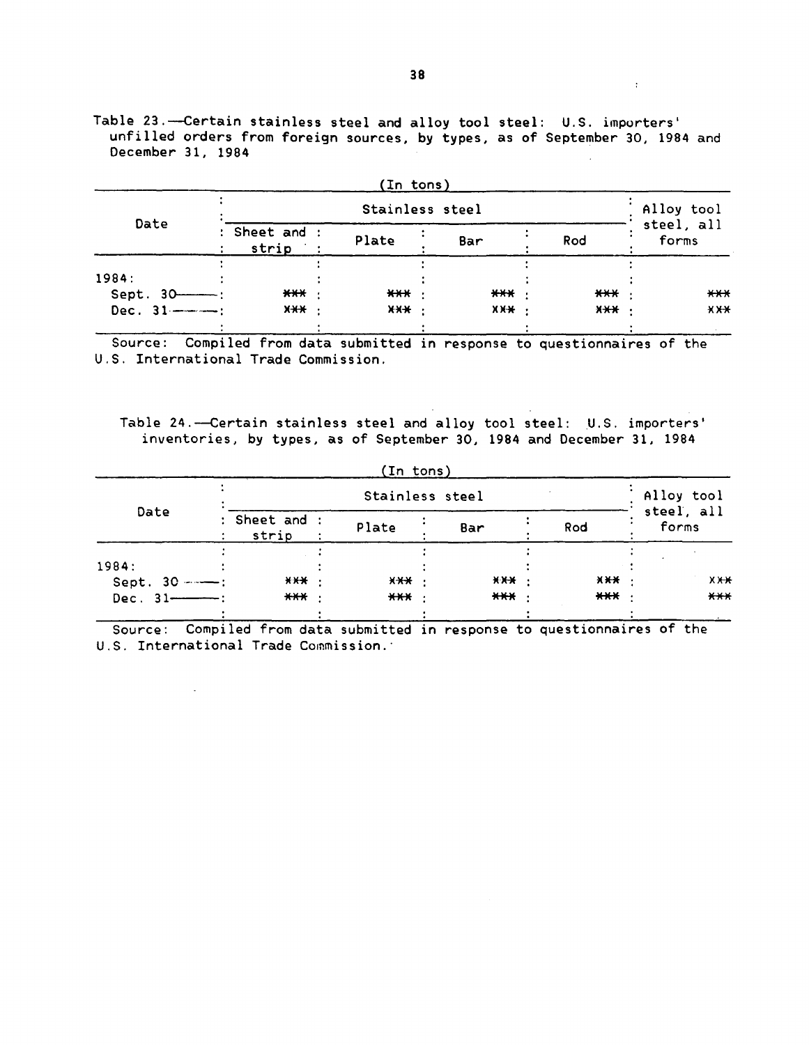Table 23.—Certain stainless steel and alloy tool steel: U.S. importers' unfilled orders from foreign sources, by types, as of September 30, 1984 and December 31, 1984

(In tons)

| Date | Stainless steel | | | | Alloy tool steel, all forms |
|---|---|---|---|---|---|
| | Sheet and strip | Plate | Bar | Rod | |
| 1984: | | | | | |
| Sept. 30 | *** | *** | *** | *** | *** |
| Dec. 31 | *** | *** | *** | *** | *** |

Source: Compiled from data submitted in response to questionnaires of the U.S. International Trade Commission.

Table 24.—Certain stainless steel and alloy tool steel: U.S. importers' inventories, by types, as of September 30, 1984 and December 31, 1984

(In tons)

| Date | Stainless steel | | | | Alloy tool steel, all forms |
|---|---|---|---|---|---|
| | Sheet and strip | Plate | Bar | Rod | |
| 1984: | | | | | |
| Sept. 30 | *** | *** | *** | *** | *** |
| Dec. 31 | *** | *** | *** | *** | *** |

Source: Compiled from data submitted in response to questionnaires of the U.S. International Trade Commission.